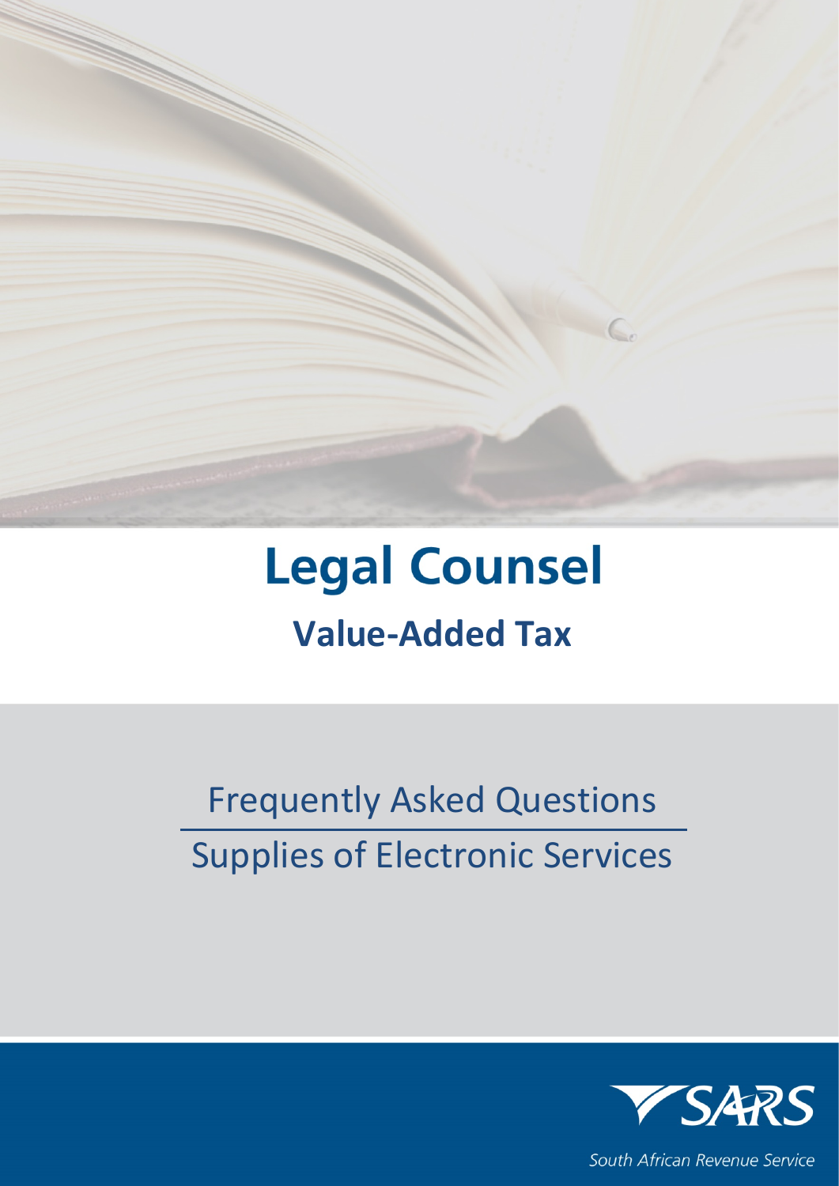# Legal Counsel

## Value-Added Tax

Frequently Asked Questions

Supplies of Electronic Services

SARS

South African Revenue Service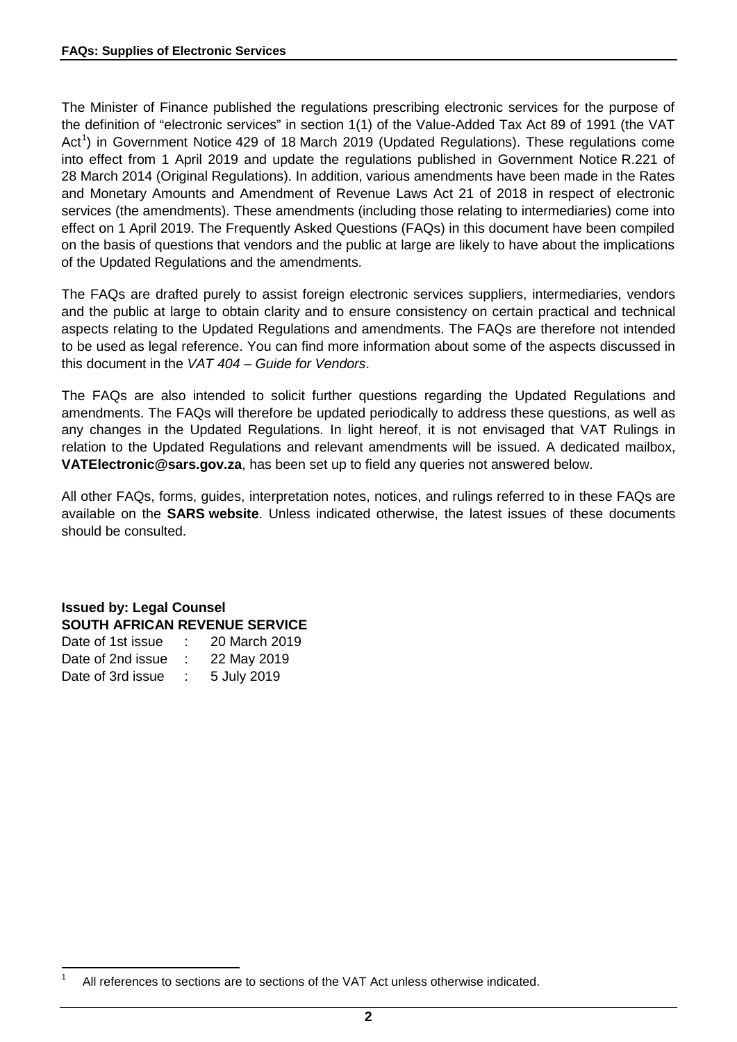The Minister of Finance published the regulations prescribing electronic services for the purpose of the definition of "electronic services" in section 1(1) of the Value-Added Tax Act 89 of 1991 (the VAT Act[1]) in Government Notice 429 of 18 March 2019 (Updated Regulations). These regulations come into effect from 1 April 2019 and update the regulations published in Government Notice R.221 of 28 March 2014 (Original Regulations). In addition, various amendments have been made in the Rates and Monetary Amounts and Amendment of Revenue Laws Act 21 of 2018 in respect of electronic services (the amendments). These amendments (including those relating to intermediaries) come into effect on 1 April 2019. The Frequently Asked Questions (FAQs) in this document have been compiled on the basis of questions that vendors and the public at large are likely to have about the implications of the Updated Regulations and the amendments.

The FAQs are drafted purely to assist foreign electronic services suppliers, intermediaries, vendors and the public at large to obtain clarity and to ensure consistency on certain practical and technical aspects relating to the Updated Regulations and amendments. The FAQs are therefore not intended to be used as legal reference. You can find more information about some of the aspects discussed in this document in the *VAT 404 – Guide for Vendors*.

The FAQs are also intended to solicit further questions regarding the Updated Regulations and amendments. The FAQs will therefore be updated periodically to address these questions, as well as any changes in the Updated Regulations. In light hereof, it is not envisaged that VAT Rulings in relation to the Updated Regulations and relevant amendments will be issued. A dedicated mailbox, **VATElectronic@sars.gov.za**, has been set up to field any queries not answered below.

All other FAQs, forms, guides, interpretation notes, notices, and rulings referred to in these FAQs are available on the **SARS website**. Unless indicated otherwise, the latest issues of these documents should be consulted.

**Issued by: Legal Counsel**
**SOUTH AFRICAN REVENUE SERVICE**

Date of 1st issue : 20 March 2019
Date of 2nd issue : 22 May 2019
Date of 3rd issue : 5 July 2019

[1] All references to sections are to sections of the VAT Act unless otherwise indicated.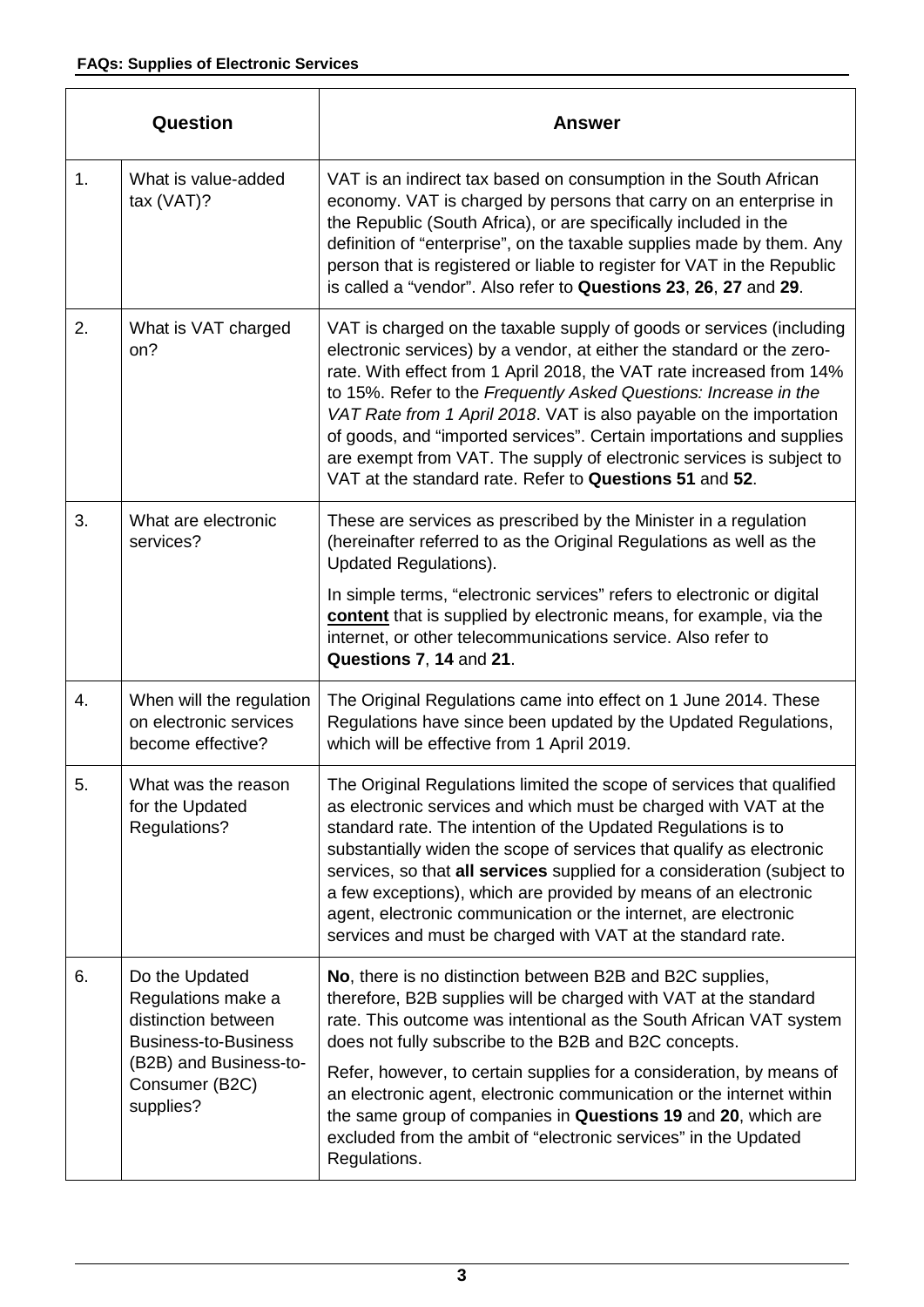| | Question | Answer |
|---|---|---|
| 1. | What is value-added tax (VAT)? | VAT is an indirect tax based on consumption in the South African economy. VAT is charged by persons that carry on an enterprise in the Republic (South Africa), or are specifically included in the definition of "enterprise", on the taxable supplies made by them. Any person that is registered or liable to register for VAT in the Republic is called a "vendor". Also refer to **Questions 23**, **26**, **27** and **29**. |
| 2. | What is VAT charged on? | VAT is charged on the taxable supply of goods or services (including electronic services) by a vendor, at either the standard or the zero-rate. With effect from 1 April 2018, the VAT rate increased from 14% to 15%. Refer to the *Frequently Asked Questions: Increase in the VAT Rate from 1 April 2018*. VAT is also payable on the importation of goods, and "imported services". Certain importations and supplies are exempt from VAT. The supply of electronic services is subject to VAT at the standard rate. Refer to **Questions 51** and **52**. |
| 3. | What are electronic services? | These are services as prescribed by the Minister in a regulation (hereinafter referred to as the Original Regulations as well as the Updated Regulations).<br><br>In simple terms, "electronic services" refers to electronic or digital **content** that is supplied by electronic means, for example, via the internet, or other telecommunications service. Also refer to **Questions 7**, **14** and **21**. |
| 4. | When will the regulation on electronic services become effective? | The Original Regulations came into effect on 1 June 2014. These Regulations have since been updated by the Updated Regulations, which will be effective from 1 April 2019. |
| 5. | What was the reason for the Updated Regulations? | The Original Regulations limited the scope of services that qualified as electronic services and which must be charged with VAT at the standard rate. The intention of the Updated Regulations is to substantially widen the scope of services that qualify as electronic services, so that **all services** supplied for a consideration (subject to a few exceptions), which are provided by means of an electronic agent, electronic communication or the internet, are electronic services and must be charged with VAT at the standard rate. |
| 6. | Do the Updated Regulations make a distinction between Business-to-Business (B2B) and Business-to-Consumer (B2C) supplies? | **No**, there is no distinction between B2B and B2C supplies, therefore, B2B supplies will be charged with VAT at the standard rate. This outcome was intentional as the South African VAT system does not fully subscribe to the B2B and B2C concepts.<br><br>Refer, however, to certain supplies for a consideration, by means of an electronic agent, electronic communication or the internet within the same group of companies in **Questions 19** and **20**, which are excluded from the ambit of "electronic services" in the Updated Regulations. |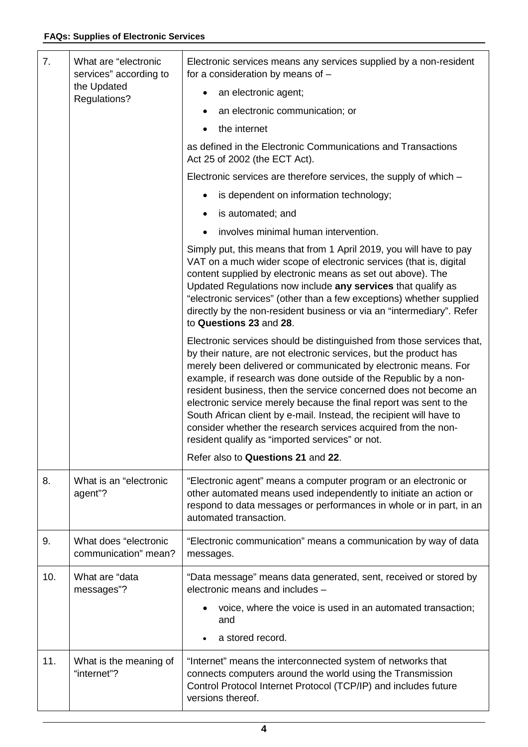| | | |
|---|---|---|
| 7. | What are "electronic services" according to the Updated Regulations? | Electronic services means any services supplied by a non-resident for a consideration by means of – <br>• an electronic agent; <br>• an electronic communication; or <br>• the internet <br>as defined in the Electronic Communications and Transactions Act 25 of 2002 (the ECT Act). <br>Electronic services are therefore services, the supply of which – <br>• is dependent on information technology; <br>• is automated; and <br>• involves minimal human intervention. <br>Simply put, this means that from 1 April 2019, you will have to pay VAT on a much wider scope of electronic services (that is, digital content supplied by electronic means as set out above). The Updated Regulations now include **any services** that qualify as "electronic services" (other than a few exceptions) whether supplied directly by the non-resident business or via an "intermediary". Refer to **Questions 23** and **28**. <br>Electronic services should be distinguished from those services that, by their nature, are not electronic services, but the product has merely been delivered or communicated by electronic means. For example, if research was done outside of the Republic by a non-resident business, then the service concerned does not become an electronic service merely because the final report was sent to the South African client by e-mail. Instead, the recipient will have to consider whether the research services acquired from the non-resident qualify as "imported services" or not. <br>Refer also to **Questions 21** and **22**. |
| 8. | What is an "electronic agent"? | "Electronic agent" means a computer program or an electronic or other automated means used independently to initiate an action or respond to data messages or performances in whole or in part, in an automated transaction. |
| 9. | What does "electronic communication" mean? | "Electronic communication" means a communication by way of data messages. |
| 10. | What are "data messages"? | "Data message" means data generated, sent, received or stored by electronic means and includes – <br>• voice, where the voice is used in an automated transaction; and <br>• a stored record. |
| 11. | What is the meaning of "internet"? | "Internet" means the interconnected system of networks that connects computers around the world using the Transmission Control Protocol Internet Protocol (TCP/IP) and includes future versions thereof. |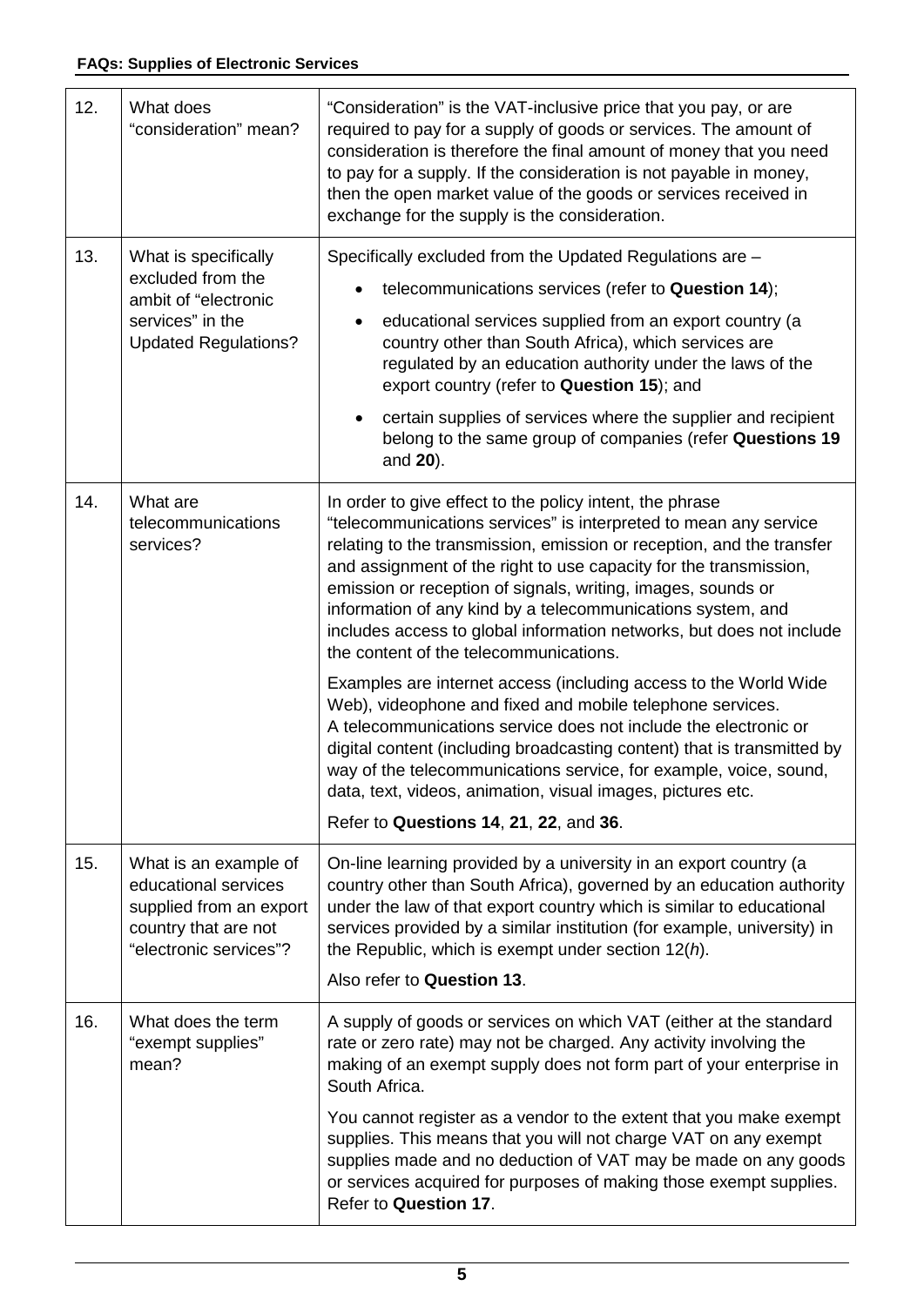| | | |
|---|---|---|
| 12. | What does "consideration" mean? | "Consideration" is the VAT-inclusive price that you pay, or are required to pay for a supply of goods or services. The amount of consideration is therefore the final amount of money that you need to pay for a supply. If the consideration is not payable in money, then the open market value of the goods or services received in exchange for the supply is the consideration. |
| 13. | What is specifically excluded from the ambit of "electronic services" in the Updated Regulations? | Specifically excluded from the Updated Regulations are – <br>• telecommunications services (refer to **Question 14**); <br>• educational services supplied from an export country (a country other than South Africa), which services are regulated by an education authority under the laws of the export country (refer to **Question 15**); and <br>• certain supplies of services where the supplier and recipient belong to the same group of companies (refer **Questions 19** and **20**). |
| 14. | What are telecommunications services? | In order to give effect to the policy intent, the phrase "telecommunications services" is interpreted to mean any service relating to the transmission, emission or reception, and the transfer and assignment of the right to use capacity for the transmission, emission or reception of signals, writing, images, sounds or information of any kind by a telecommunications system, and includes access to global information networks, but does not include the content of the telecommunications. <br><br>Examples are internet access (including access to the World Wide Web), videophone and fixed and mobile telephone services. A telecommunications service does not include the electronic or digital content (including broadcasting content) that is transmitted by way of the telecommunications service, for example, voice, sound, data, text, videos, animation, visual images, pictures etc. <br><br>Refer to **Questions 14**, **21**, **22**, and **36**. |
| 15. | What is an example of educational services supplied from an export country that are not "electronic services"? | On-line learning provided by a university in an export country (a country other than South Africa), governed by an education authority under the law of that export country which is similar to educational services provided by a similar institution (for example, university) in the Republic, which is exempt under section 12(*h*). <br><br>Also refer to **Question 13**. |
| 16. | What does the term "exempt supplies" mean? | A supply of goods or services on which VAT (either at the standard rate or zero rate) may not be charged. Any activity involving the making of an exempt supply does not form part of your enterprise in South Africa. <br><br>You cannot register as a vendor to the extent that you make exempt supplies. This means that you will not charge VAT on any exempt supplies made and no deduction of VAT may be made on any goods or services acquired for purposes of making those exempt supplies. Refer to **Question 17**. |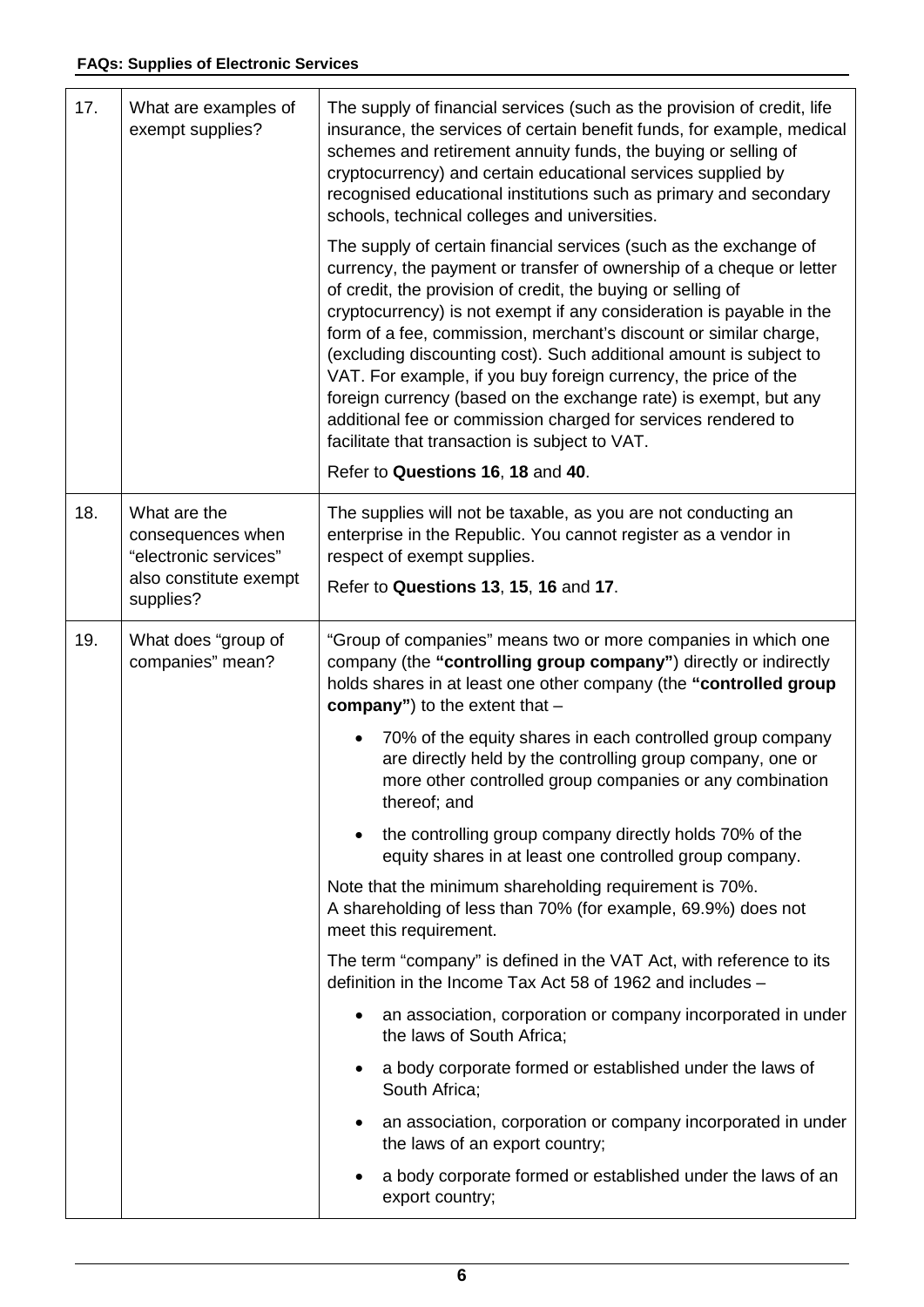| | | |
|---|---|---|
| 17. | What are examples of exempt supplies? | The supply of financial services (such as the provision of credit, life insurance, the services of certain benefit funds, for example, medical schemes and retirement annuity funds, the buying or selling of cryptocurrency) and certain educational services supplied by recognised educational institutions such as primary and secondary schools, technical colleges and universities.<br><br>The supply of certain financial services (such as the exchange of currency, the payment or transfer of ownership of a cheque or letter of credit, the provision of credit, the buying or selling of cryptocurrency) is not exempt if any consideration is payable in the form of a fee, commission, merchant's discount or similar charge, (excluding discounting cost). Such additional amount is subject to VAT. For example, if you buy foreign currency, the price of the foreign currency (based on the exchange rate) is exempt, but any additional fee or commission charged for services rendered to facilitate that transaction is subject to VAT.<br><br>Refer to **Questions 16**, **18** and **40**. |
| 18. | What are the consequences when "electronic services" also constitute exempt supplies? | The supplies will not be taxable, as you are not conducting an enterprise in the Republic. You cannot register as a vendor in respect of exempt supplies.<br><br>Refer to **Questions 13**, **15**, **16** and **17**. |
| 19. | What does "group of companies" mean? | "Group of companies" means two or more companies in which one company (the **"controlling group company"**) directly or indirectly holds shares in at least one other company (the **"controlled group company"**) to the extent that –<br><br>• 70% of the equity shares in each controlled group company are directly held by the controlling group company, one or more other controlled group companies or any combination thereof; and<br><br>• the controlling group company directly holds 70% of the equity shares in at least one controlled group company.<br><br>Note that the minimum shareholding requirement is 70%. A shareholding of less than 70% (for example, 69.9%) does not meet this requirement.<br><br>The term "company" is defined in the VAT Act, with reference to its definition in the Income Tax Act 58 of 1962 and includes –<br><br>• an association, corporation or company incorporated in under the laws of South Africa;<br><br>• a body corporate formed or established under the laws of South Africa;<br><br>• an association, corporation or company incorporated in under the laws of an export country;<br><br>• a body corporate formed or established under the laws of an export country; |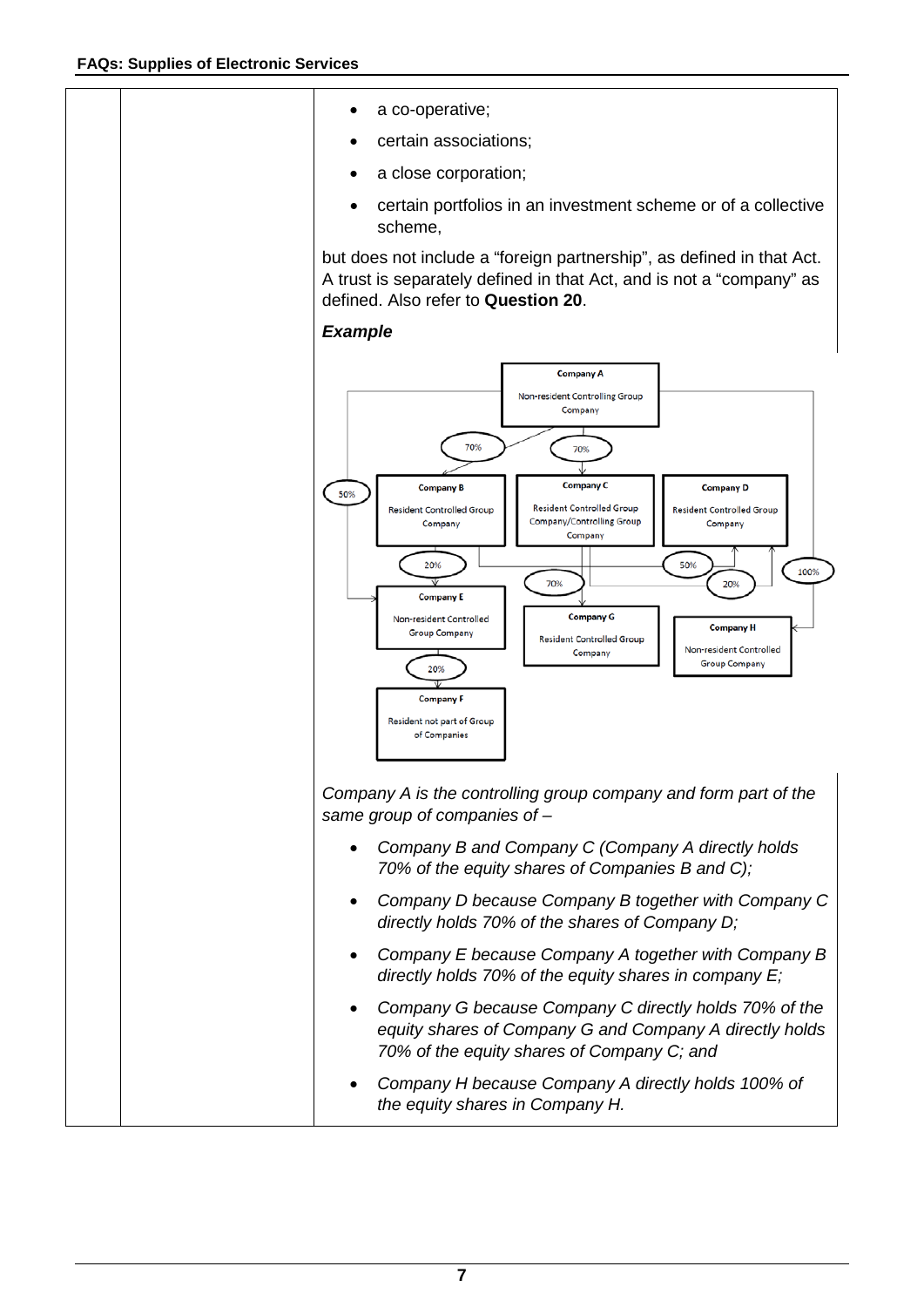- a co-operative;
- certain associations;
- a close corporation;
- certain portfolios in an investment scheme or of a collective scheme,

but does not include a "foreign partnership", as defined in that Act. A trust is separately defined in that Act, and is not a "company" as defined. Also refer to **Question 20**.

***Example***

*Company A is the controlling group company and form part of the same group of companies of –*

- *Company B and Company C (Company A directly holds 70% of the equity shares of Companies B and C);*
- *Company D because Company B together with Company C directly holds 70% of the shares of Company D;*
- *Company E because Company A together with Company B directly holds 70% of the equity shares in company E;*
- *Company G because Company C directly holds 70% of the equity shares of Company G and Company A directly holds 70% the equity shares of Company C; and*
- *Company H because Company A directly holds 100% of the equity shares in Company H.*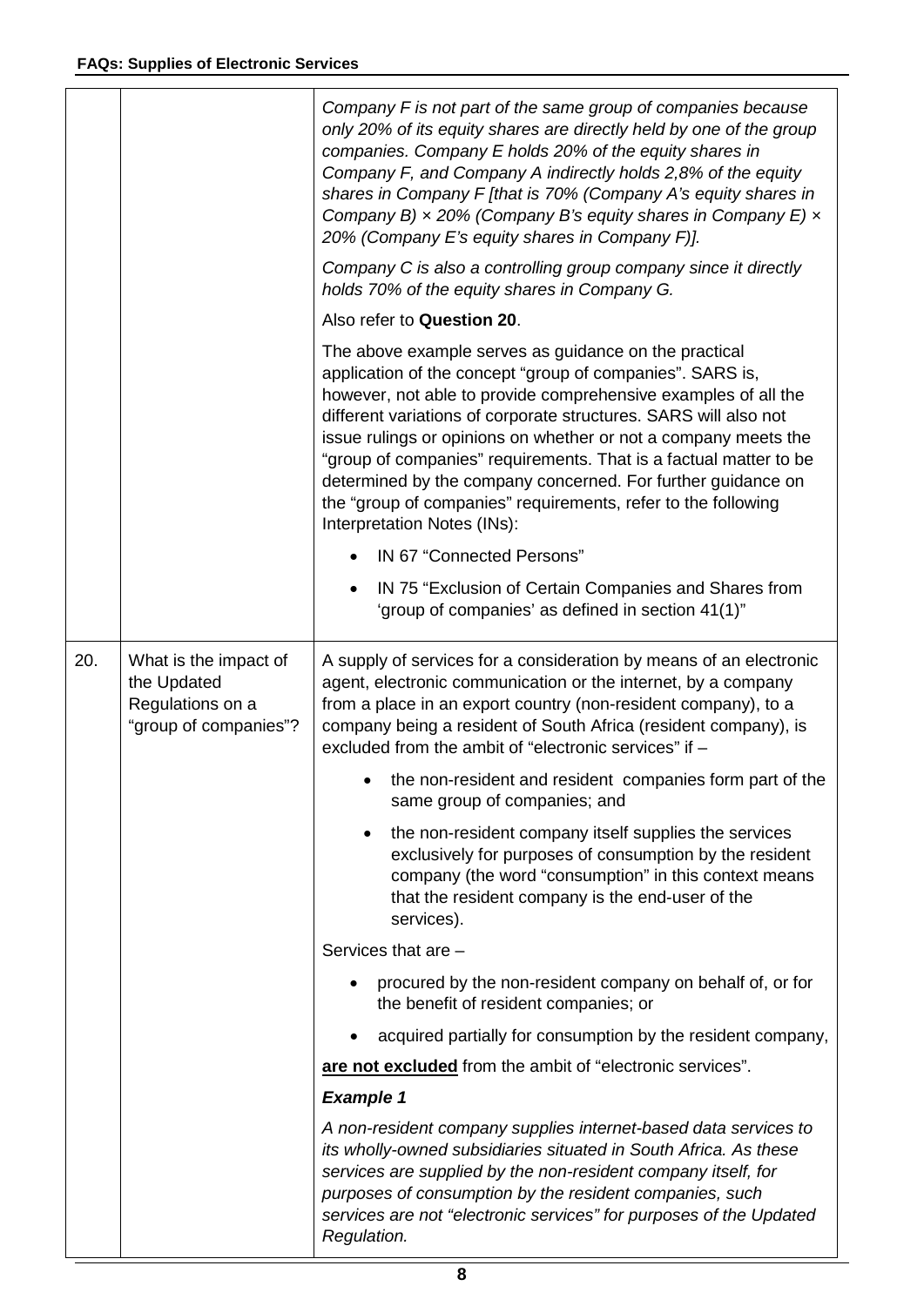| | | |
|---|---|---|
| | | *Company F is not part of the same group of companies because only 20% of its equity shares are directly held by one of the group companies. Company E holds 20% of the equity shares in Company F, and Company A indirectly holds 2,8% of the equity shares in Company F [that is 70% (Company A's equity shares in Company B) × 20% (Company B's equity shares in Company E) × 20% (Company E's equity shares in Company F)].* <br><br> *Company C is also a controlling group company since it directly holds 70% of the equity shares in Company G.* <br><br> Also refer to **Question 20**. <br><br> The above example serves as guidance on the practical application of the concept "group of companies". SARS is, however, not able to provide comprehensive examples of all the different variations of corporate structures. SARS will also not issue rulings or opinions on whether or not a company meets the "group of companies" requirements. That is a factual matter to be determined by the company concerned. For further guidance on the "group of companies" requirements, refer to the following Interpretation Notes (INs): <br><br> • IN 67 "Connected Persons" <br> • IN 75 "Exclusion of Certain Companies and Shares from 'group of companies' as defined in section 41(1)" |
| 20. | What is the impact of the Updated Regulations on a "group of companies"? | A supply of services for a consideration by means of an electronic agent, electronic communication or the internet, by a company from a place in an export country (non-resident company), to a company being a resident of South Africa (resident company), is excluded from the ambit of "electronic services" if – <br><br> • the non-resident and resident companies form part of the same group of companies; and <br> • the non-resident company itself supplies the services exclusively for purposes of consumption by the resident company (the word "consumption" in this context means that the resident company is the end-user of the services). <br><br> Services that are – <br><br> • procured by the non-resident company on behalf of, or for the benefit of resident companies; or <br> • acquired partially for consumption by the resident company, <br><br> **are not excluded** from the ambit of "electronic services". <br><br> ***Example 1*** <br><br> *A non-resident company supplies internet-based data services to its wholly-owned subsidiaries situated in South Africa. As these services are supplied by the non-resident company itself, for purposes of consumption by the resident companies, such services are not "electronic services" for purposes of the Updated Regulation.* |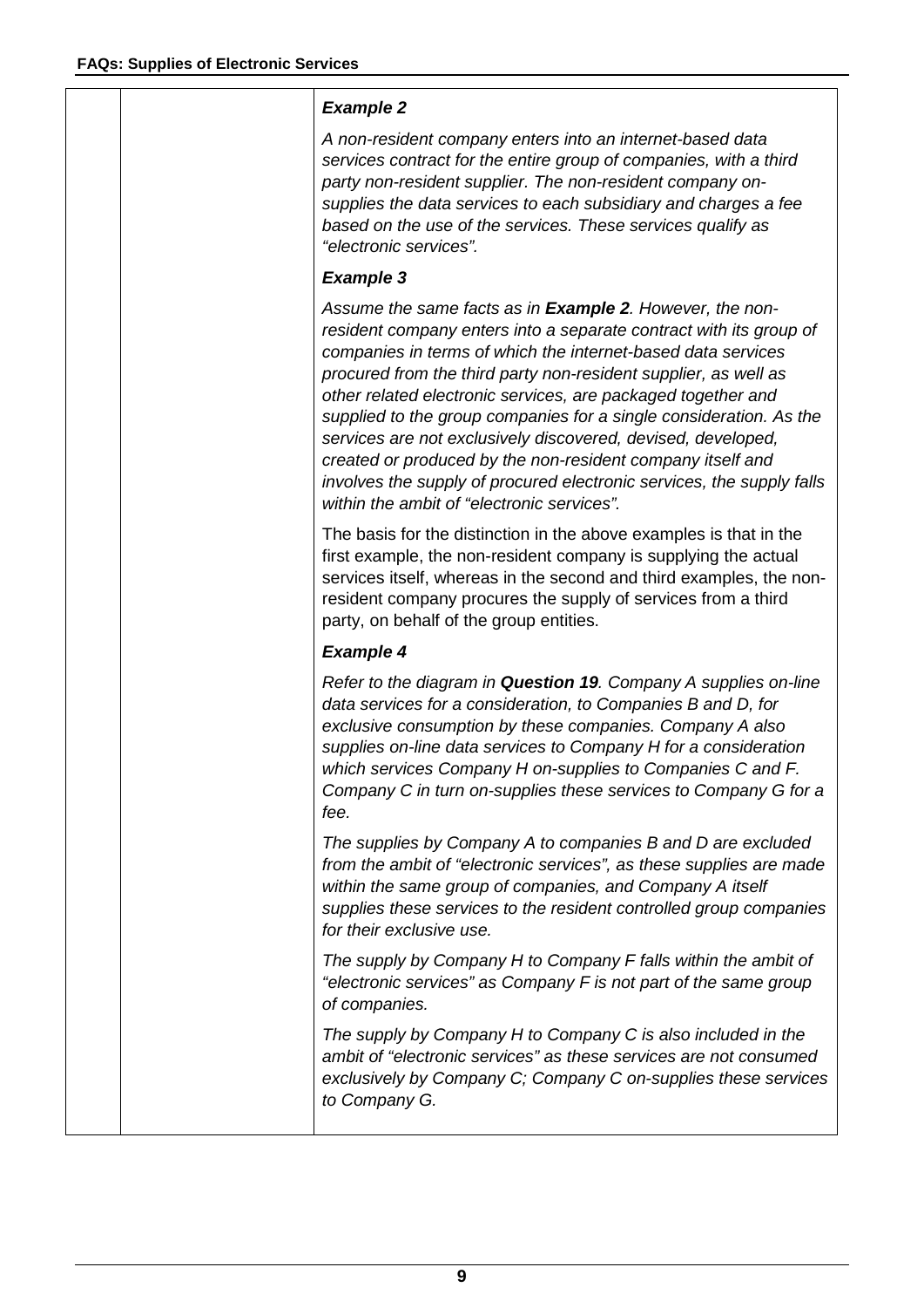***Example 2***

*A non-resident company enters into an internet-based data services contract for the entire group of companies, with a third party non-resident supplier. The non-resident company on-supplies the data services to each subsidiary and charges a fee based on the use of the services. These services qualify as "electronic services".*

***Example 3***

*Assume the same facts as in **Example 2**. However, the non-resident company enters into a separate contract with its group of companies in terms of which the internet-based data services procured from the third party non-resident supplier, as well as other related electronic services, are packaged together and supplied to the group companies for a single consideration. As the services are not exclusively discovered, devised, developed, created or produced by the non-resident company itself and involves the supply of procured electronic services, the supply falls within the ambit of "electronic services".*

The basis for the distinction in the above examples is that in the first example, the non-resident company is supplying the actual services itself, whereas in the second and third examples, the non-resident company procures the supply of services from a third party, on behalf of the group entities.

***Example 4***

*Refer to the diagram in **Question 19**. Company A supplies on-line data services for a consideration, to Companies B and D, for exclusive consumption by these companies. Company A also supplies on-line data services to Company H for a consideration which services Company H on-supplies to Companies C and F. Company C in turn on-supplies these services to Company G for a fee.*

*The supplies by Company A to companies B and D are excluded from the ambit of "electronic services", as these supplies are made within the same group of companies, and Company A itself supplies these services to the resident controlled group companies for their exclusive use.*

*The supply by Company H to Company F falls within the ambit of "electronic services" as Company F is not part of the same group of companies.*

*The supply by Company H to Company C is also included in the ambit of "electronic services" as these services are not consumed exclusively by Company C; Company C on-supplies these services to Company G.*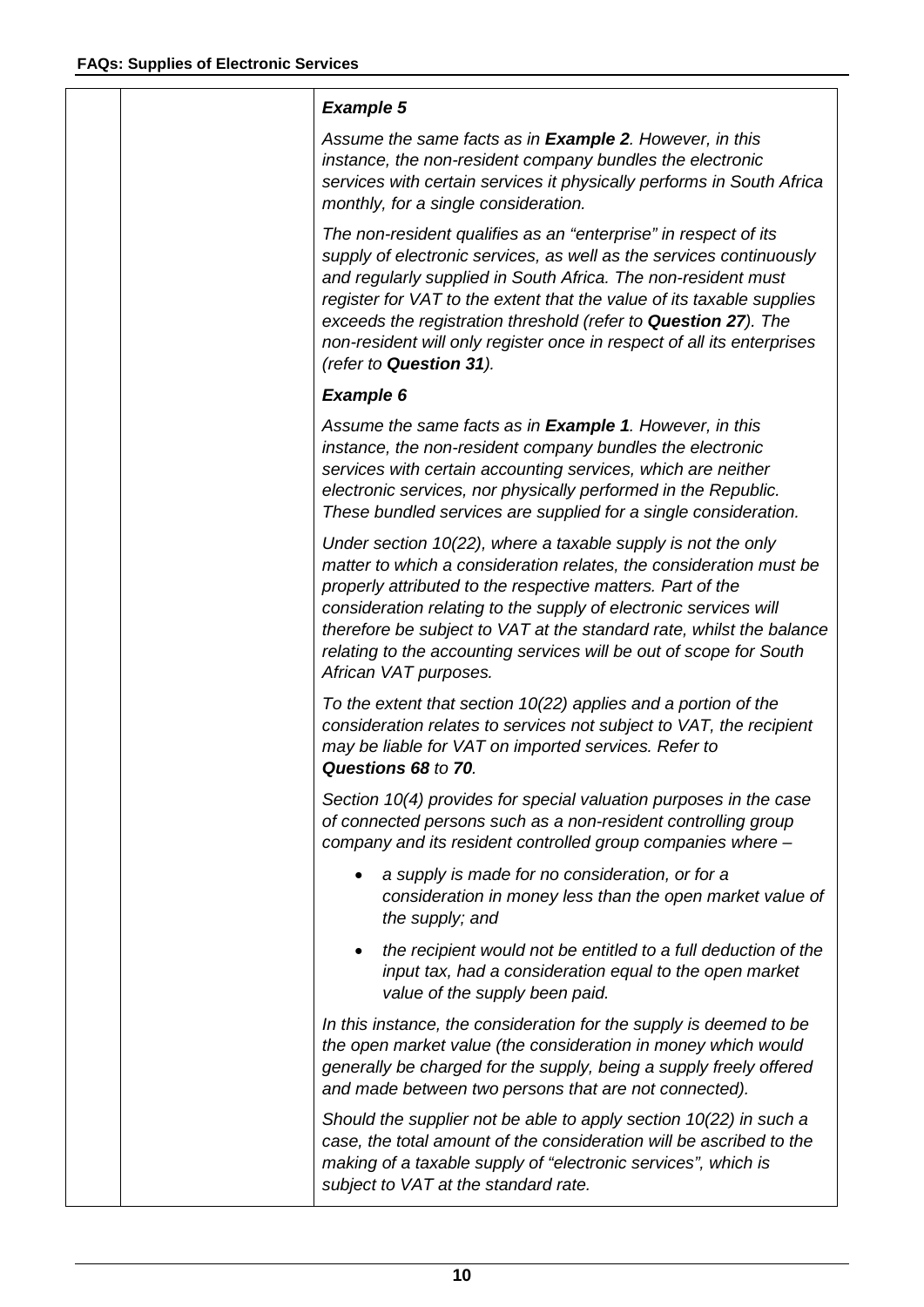***Example 5***

*Assume the same facts as in **Example 2**. However, in this instance, the non-resident company bundles the electronic services with certain services it physically performs in South Africa monthly, for a single consideration.*

*The non-resident qualifies as an "enterprise" in respect of its supply of electronic services, as well as the services continuously and regularly supplied in South Africa. The non-resident must register for VAT to the extent that the value of its taxable supplies exceeds the registration threshold (refer to **Question 27**). The non-resident will only register once in respect of all its enterprises (refer to **Question 31**).*

***Example 6***

*Assume the same facts as in **Example 1**. However, in this instance, the non-resident company bundles the electronic services with certain accounting services, which are neither electronic services, nor physically performed in the Republic. These bundled services are supplied for a single consideration.*

*Under section 10(22), where a taxable supply is not the only matter to which a consideration relates, the consideration must be properly attributed to the respective matters. Part of the consideration relating to the supply of electronic services will therefore be subject to VAT at the standard rate, whilst the balance relating to the accounting services will be out of scope for South African VAT purposes.*

*To the extent that section 10(22) applies and a portion of the consideration relates to services not subject to VAT, the recipient may be liable for VAT on imported services. Refer to **Questions 68** to **70**.*

*Section 10(4) provides for special valuation purposes in the case of connected persons such as a non-resident controlling group company and its resident controlled group companies where –*

- *a supply is made for no consideration, or for a consideration in money less than the open market value of the supply; and*
- *the recipient would not be entitled to a full deduction of the input tax, had a consideration equal to the open market value of the supply been paid.*

*In this instance, the consideration for the supply is deemed to be the open market value (the consideration in money which would generally be charged for the supply, being a supply freely offered and made between two persons that are not connected).*

*Should the supplier not be able to apply section 10(22) in such a case, the total amount of the consideration will be ascribed to the making of a taxable supply of "electronic services", which is subject to VAT at the standard rate.*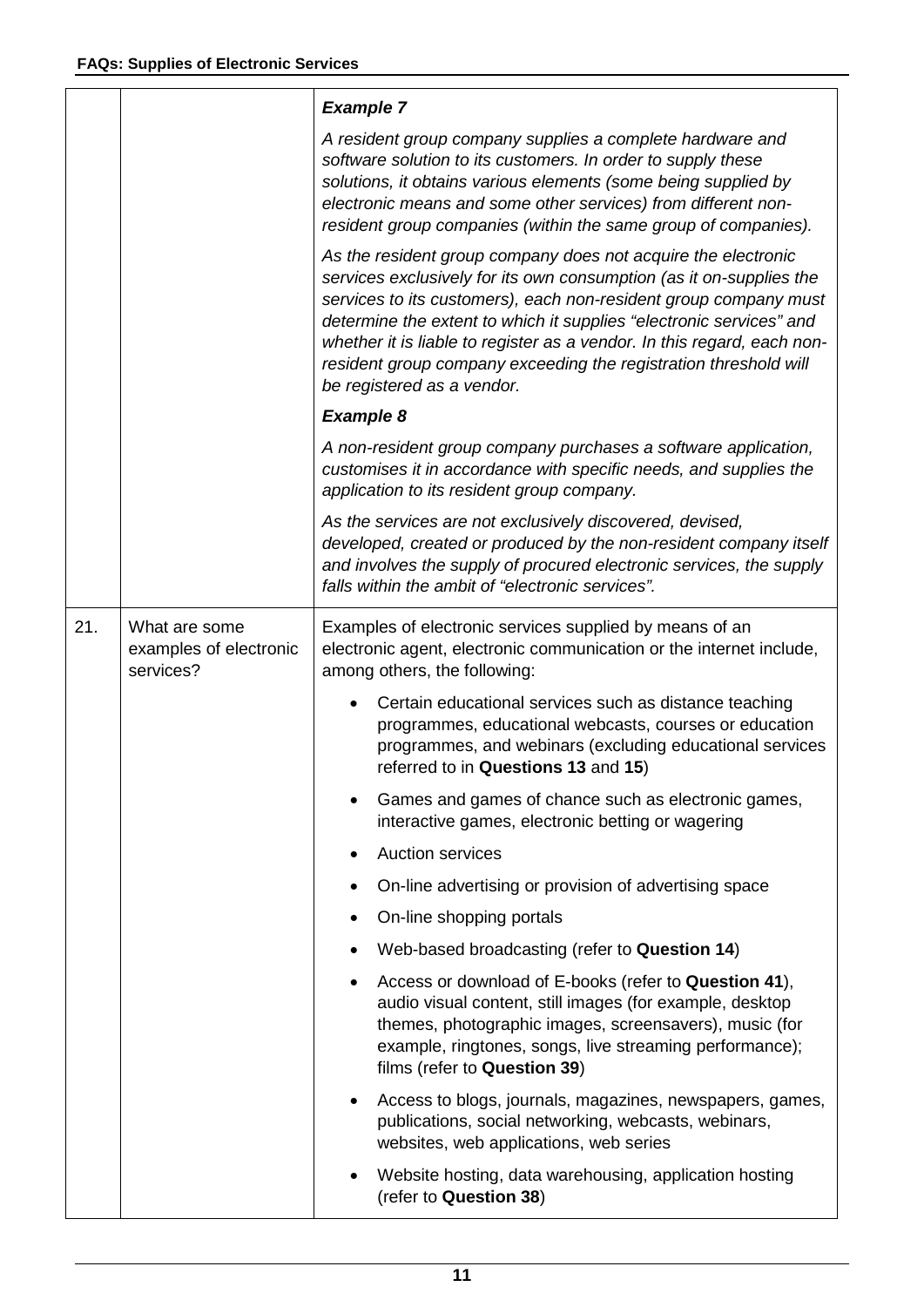| | | |
|---|---|---|
| | | ***Example 7***<br><br>*A resident group company supplies a complete hardware and software solution to its customers. In order to supply these solutions, it obtains various elements (some being supplied by electronic means and some other services) from different non-resident group companies (within the same group of companies).*<br><br>*As the resident group company does not acquire the electronic services exclusively for its own consumption (as it on-supplies the services to its customers), each non-resident group company must determine the extent to which it supplies "electronic services" and whether it is liable to register as a vendor. In this regard, each non-resident group company exceeding the registration threshold will be registered as a vendor.*<br><br>***Example 8***<br><br>*A non-resident group company purchases a software application, customises it in accordance with specific needs, and supplies the application to its resident group company.*<br><br>*As the services are not exclusively discovered, devised, developed, created or produced by the non-resident company itself and involves the supply of procured electronic services, the supply falls within the ambit of "electronic services".* |
| 21. | What are some examples of electronic services? | Examples of electronic services supplied by means of an electronic agent, electronic communication or the internet include, among others, the following:<br><br>• Certain educational services such as distance teaching programmes, educational webcasts, courses or education programmes, and webinars (excluding educational services referred to in **Questions 13** and **15**)<br>• Games and games of chance such as electronic games, interactive games, electronic betting or wagering<br>• Auction services<br>• On-line advertising or provision of advertising space<br>• On-line shopping portals<br>• Web-based broadcasting (refer to **Question 14**)<br>• Access or download of E-books (refer to **Question 41**), audio visual content, still images (for example, desktop themes, photographic images, screensavers), music (for example, ringtones, songs, live streaming performance); films (refer to **Question 39**)<br>• Access to blogs, journals, magazines, newspapers, games, publications, social networking, webcasts, webinars, websites, web applications, web series<br>• Website hosting, data warehousing, application hosting (refer to **Question 38**) |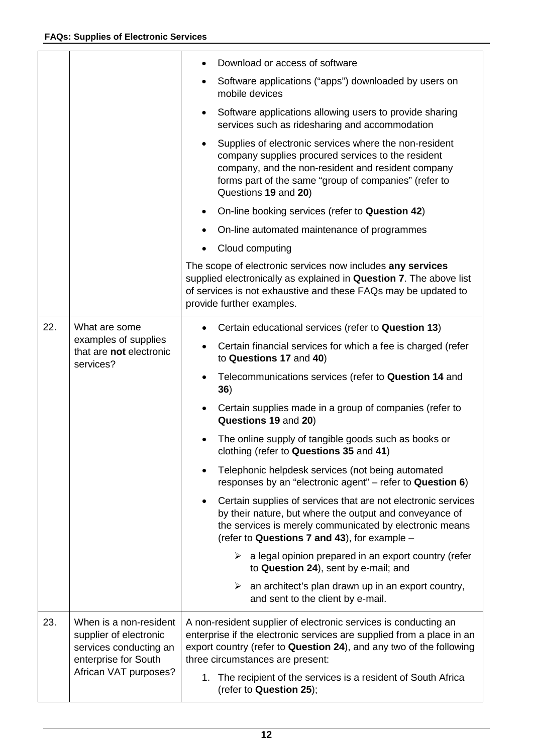| | | |
|---|---|---|
| | | • Download or access of software<br>• Software applications ("apps") downloaded by users on mobile devices<br>• Software applications allowing users to provide sharing services such as ridesharing and accommodation<br>• Supplies of electronic services where the non-resident company supplies procured services to the resident company, and the non-resident and resident company forms part of the same "group of companies" (refer to Questions **19** and **20**)<br>• On-line booking services (refer to **Question 42**)<br>• On-line automated maintenance of programmes<br>• Cloud computing<br><br>The scope of electronic services now includes **any services** supplied electronically as explained in **Question 7**. The above list of services is not exhaustive and these FAQs may be updated to provide further examples. |
| 22. | What are some examples of supplies that are **not** electronic services? | • Certain educational services (refer to **Question 13**)<br>• Certain financial services for which a fee is charged (refer to **Questions 17** and **40**)<br>• Telecommunications services (refer to **Question 14** and **36**)<br>• Certain supplies made in a group of companies (refer to **Questions 19** and **20**)<br>• The online supply of tangible goods such as books or clothing (refer to **Questions 35** and **41**)<br>• Telephonic helpdesk services (not being automated responses by an "electronic agent" – refer to **Question 6**)<br>• Certain supplies of services that are not electronic services by their nature, but where the output and conveyance of the services is merely communicated by electronic means (refer to **Questions 7 and 43**), for example –<br>  ➢ a legal opinion prepared in an export country (refer to **Question 24**), sent by e-mail; and<br>  ➢ an architect's plan drawn up in an export country, and sent to the client by e-mail. |
| 23. | When is a non-resident supplier of electronic services conducting an enterprise for South African VAT purposes? | A non-resident supplier of electronic services is conducting an enterprise if the electronic services are supplied from a place in an export country (refer to **Question 24**), and any two of the following three circumstances are present:<br>1. The recipient of the services is a resident of South Africa (refer to **Question 25**); |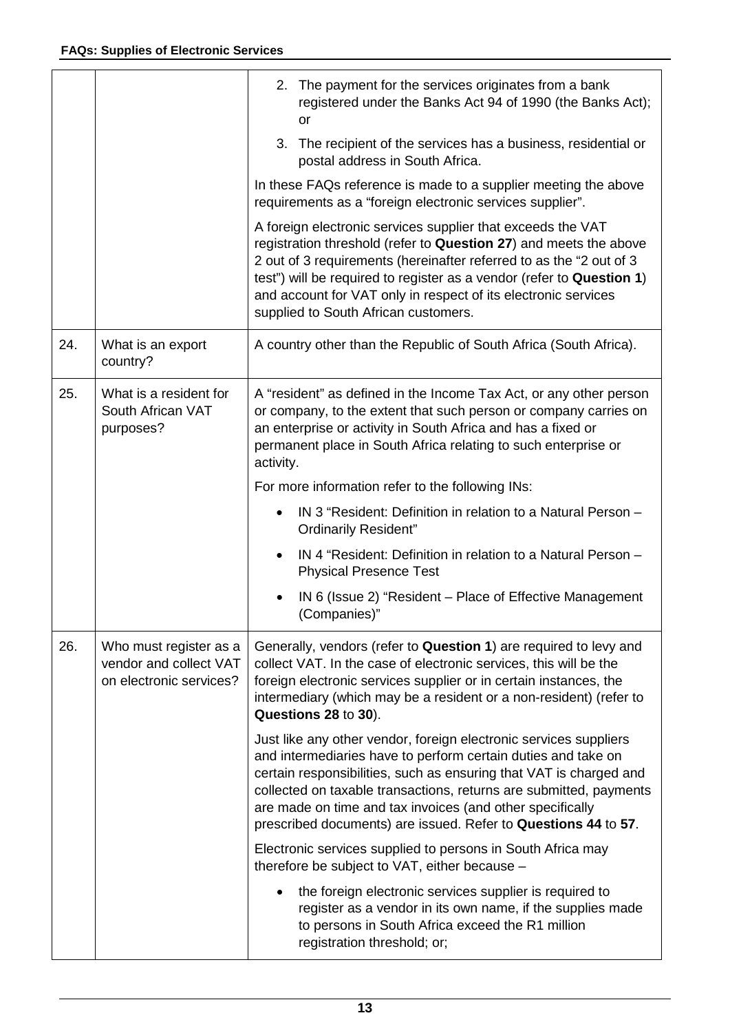| | | |
|---|---|---|
| | | 2. The payment for the services originates from a bank registered under the Banks Act 94 of 1990 (the Banks Act); or<br>3. The recipient of the services has a business, residential or postal address in South Africa.<br><br>In these FAQs reference is made to a supplier meeting the above requirements as a "foreign electronic services supplier".<br><br>A foreign electronic services supplier that exceeds the VAT registration threshold (refer to **Question 27**) and meets the above 2 out of 3 requirements (hereinafter referred to as the "2 out of 3 test") will be required to register as a vendor (refer to **Question 1**) and account for VAT only in respect of its electronic services supplied to South African customers. |
| 24. | What is an export country? | A country other than the Republic of South Africa (South Africa). |
| 25. | What is a resident for South African VAT purposes? | A "resident" as defined in the Income Tax Act, or any other person or company, to the extent that such person or company carries on an enterprise or activity in South Africa and has a fixed or permanent place in South Africa relating to such enterprise or activity.<br><br>For more information refer to the following INs:<br><br>• IN 3 "Resident: Definition in relation to a Natural Person – Ordinarily Resident"<br>• IN 4 "Resident: Definition in relation to a Natural Person – Physical Presence Test<br>• IN 6 (Issue 2) "Resident – Place of Effective Management (Companies)" |
| 26. | Who must register as a vendor and collect VAT on electronic services? | Generally, vendors (refer to **Question 1**) are required to levy and collect VAT. In the case of electronic services, this will be the foreign electronic services supplier or in certain instances, the intermediary (which may be a resident or a non-resident) (refer to **Questions 28** to **30**).<br><br>Just like any other vendor, foreign electronic services suppliers and intermediaries have to perform certain duties and take on certain responsibilities, such as ensuring that VAT is charged and collected on taxable transactions, returns are submitted, payments are made on time and tax invoices (and other specifically prescribed documents) are issued. Refer to **Questions 44** to **57**.<br><br>Electronic services supplied to persons in South Africa may therefore be subject to VAT, either because –<br><br>• the foreign electronic services supplier is required to register as a vendor in its own name, if the supplies made to persons in South Africa exceed the R1 million registration threshold; or; |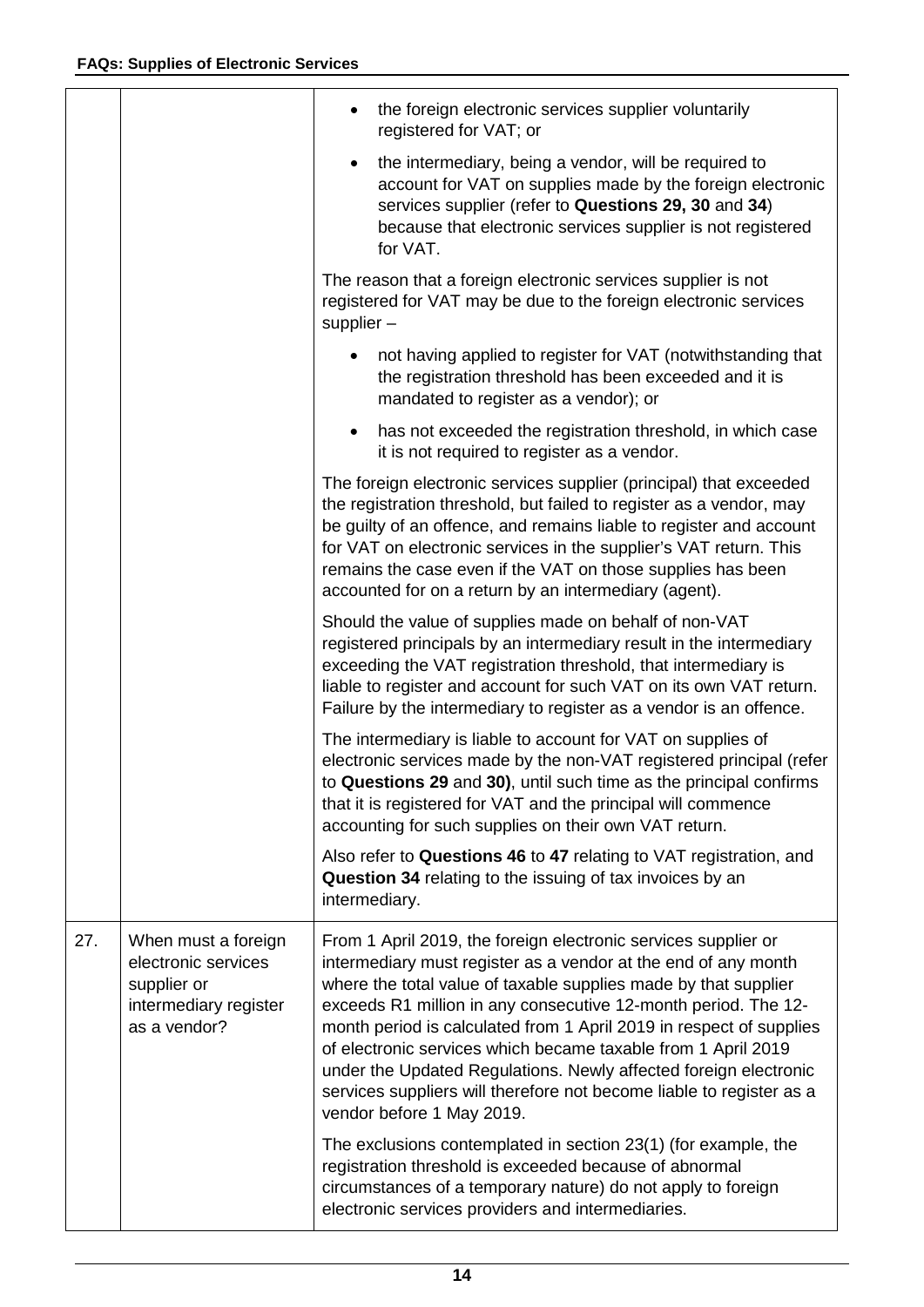| | | |
|---|---|---|
| | | • the foreign electronic services supplier voluntarily registered for VAT; or<br>• the intermediary, being a vendor, will be required to account for VAT on supplies made by the foreign electronic services supplier (refer to **Questions 29, 30** and **34**) because that electronic services supplier is not registered for VAT.<br><br>The reason that a foreign electronic services supplier is not registered for VAT may be due to the foreign electronic services supplier –<br><br>• not having applied to register for VAT (notwithstanding that the registration threshold has been exceeded and it is mandated to register as a vendor); or<br>• has not exceeded the registration threshold, in which case it is not required to register as a vendor.<br><br>The foreign electronic services supplier (principal) that exceeded the registration threshold, but failed to register as a vendor, may be guilty of an offence, and remains liable to register and account for VAT on electronic services in the supplier's VAT return. This remains the case even if the VAT on those supplies has been accounted for on a return by an intermediary (agent).<br><br>Should the value of supplies made on behalf of non-VAT registered principals by an intermediary result in the intermediary exceeding the VAT registration threshold, that intermediary is liable to register and account for such VAT on its own VAT return. Failure by the intermediary to register as a vendor is an offence.<br><br>The intermediary is liable to account for VAT on supplies of electronic services made by the non-VAT registered principal (refer to **Questions 29** and **30)**, until such time as the principal confirms that it is registered for VAT and the principal will commence accounting for such supplies on their own VAT return.<br><br>Also refer to **Questions 46** to **47** relating to VAT registration, and **Question 34** relating to the issuing of tax invoices by an intermediary. |
| 27. | When must a foreign electronic services supplier or intermediary register as a vendor? | From 1 April 2019, the foreign electronic services supplier or intermediary must register as a vendor at the end of any month where the total value of taxable supplies made by that supplier exceeds R1 million in any consecutive 12-month period. The 12-month period is calculated from 1 April 2019 in respect of supplies of electronic services which became taxable from 1 April 2019 under the Updated Regulations. Newly affected foreign electronic services suppliers will therefore not become liable to register as a vendor before 1 May 2019.<br><br>The exclusions contemplated in section 23(1) (for example, the registration threshold is exceeded because of abnormal circumstances of a temporary nature) do not apply to foreign electronic services providers and intermediaries. |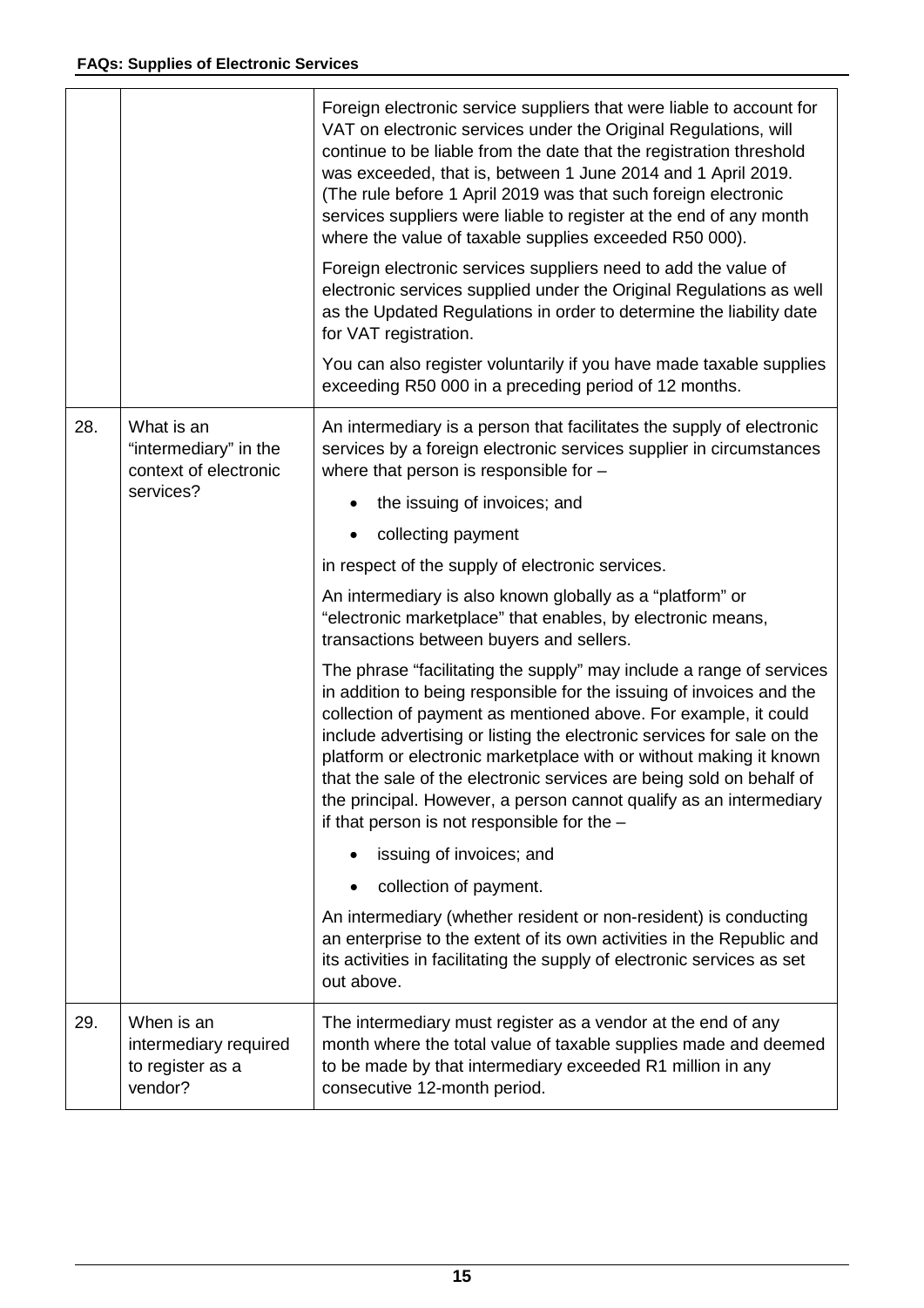| | | |
|---|---|---|
| | | Foreign electronic service suppliers that were liable to account for VAT on electronic services under the Original Regulations, will continue to be liable from the date that the registration threshold was exceeded, that is, between 1 June 2014 and 1 April 2019. (The rule before 1 April 2019 was that such foreign electronic services suppliers were liable to register at the end of any month where the value of taxable supplies exceeded R50 000).<br><br>Foreign electronic services suppliers need to add the value of electronic services supplied under the Original Regulations as well as the Updated Regulations in order to determine the liability date for VAT registration.<br><br>You can also register voluntarily if you have made taxable supplies exceeding R50 000 in a preceding period of 12 months. |
| 28. | What is an "intermediary" in the context of electronic services? | An intermediary is a person that facilitates the supply of electronic services by a foreign electronic services supplier in circumstances where that person is responsible for –<br><br>• the issuing of invoices; and<br>• collecting payment<br><br>in respect of the supply of electronic services.<br><br>An intermediary is also known globally as a "platform" or "electronic marketplace" that enables, by electronic means, transactions between buyers and sellers.<br><br>The phrase "facilitating the supply" may include a range of services in addition to being responsible for the issuing of invoices and the collection of payment as mentioned above. For example, it could include advertising or listing the electronic services for sale on the platform or electronic marketplace with or without making it known that the sale of the electronic services are being sold on behalf of the principal. However, a person cannot qualify as an intermediary if that person is not responsible for the –<br><br>• issuing of invoices; and<br>• collection of payment.<br><br>An intermediary (whether resident or non-resident) is conducting an enterprise to the extent of its own activities in the Republic and its activities in facilitating the supply of electronic services as set out above. |
| 29. | When is an intermediary required to register as a vendor? | The intermediary must register as a vendor at the end of any month where the total value of taxable supplies made and deemed to be made by that intermediary exceeded R1 million in any consecutive 12-month period. |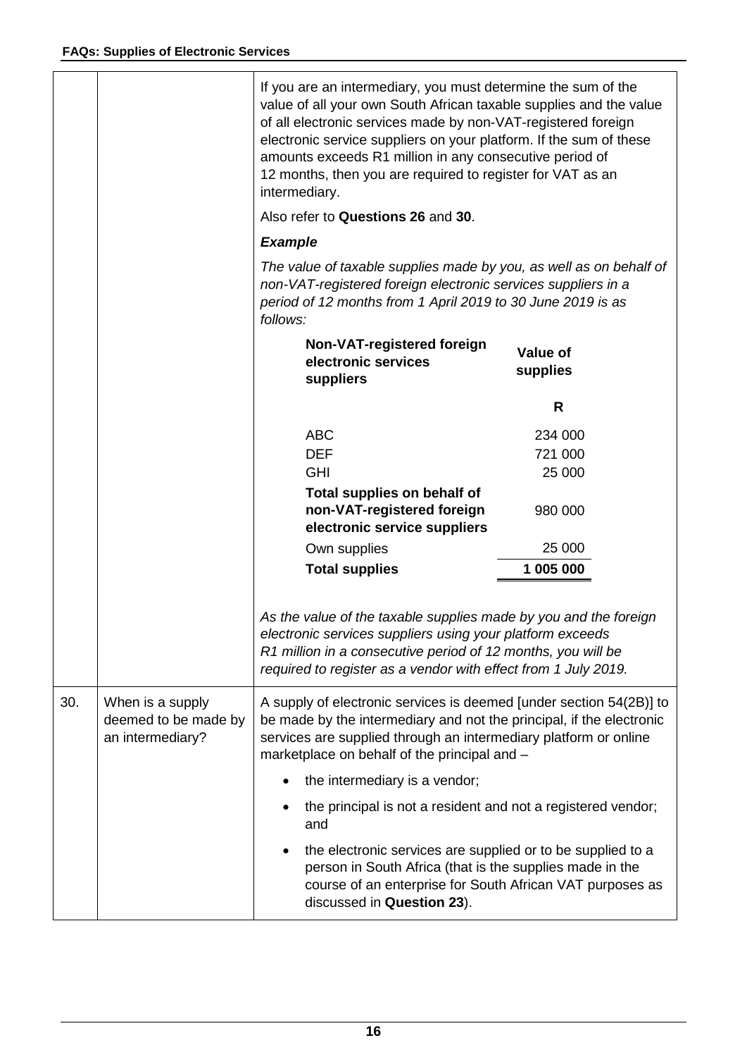| | | |
|---|---|---|
| | | If you are an intermediary, you must determine the sum of the value of all your own South African taxable supplies and the value of all electronic services made by non-VAT-registered foreign electronic service suppliers on your platform. If the sum of these amounts exceeds R1 million in any consecutive period of 12 months, then you are required to register for VAT as an intermediary.<br><br>Also refer to **Questions 26** and **30**.<br><br>***Example***<br><br>*The value of taxable supplies made by you, as well as on behalf of non-VAT-registered foreign electronic services suppliers in a period of 12 months from 1 April 2019 to 30 June 2019 is as follows:*<br><br>**Non-VAT-registered foreign electronic services suppliers** — **Value of supplies (R)**<br>ABC — 234 000<br>DEF — 721 000<br>GHI — 25 000<br>**Total supplies on behalf of non-VAT-registered foreign electronic service suppliers** — 980 000<br>Own supplies — 25 000<br>**Total supplies** — **1 005 000**<br><br>*As the value of the taxable supplies made by you and the foreign electronic services suppliers using your platform exceeds R1 million in a consecutive period of 12 months, you will be required to register as a vendor with effect from 1 July 2019.* |
| 30. | When is a supply deemed to be made by an intermediary? | A supply of electronic services is deemed [under section 54(2B)] to be made by the intermediary and not the principal, if the electronic services are supplied through an intermediary platform or online marketplace on behalf of the principal and –<br><br>• the intermediary is a vendor;<br>• the principal is not a resident and not a registered vendor; and<br>• the electronic services are supplied or to be supplied to a person in South Africa (that is the supplies made in the course of an enterprise for South African VAT purposes as discussed in **Question 23**). |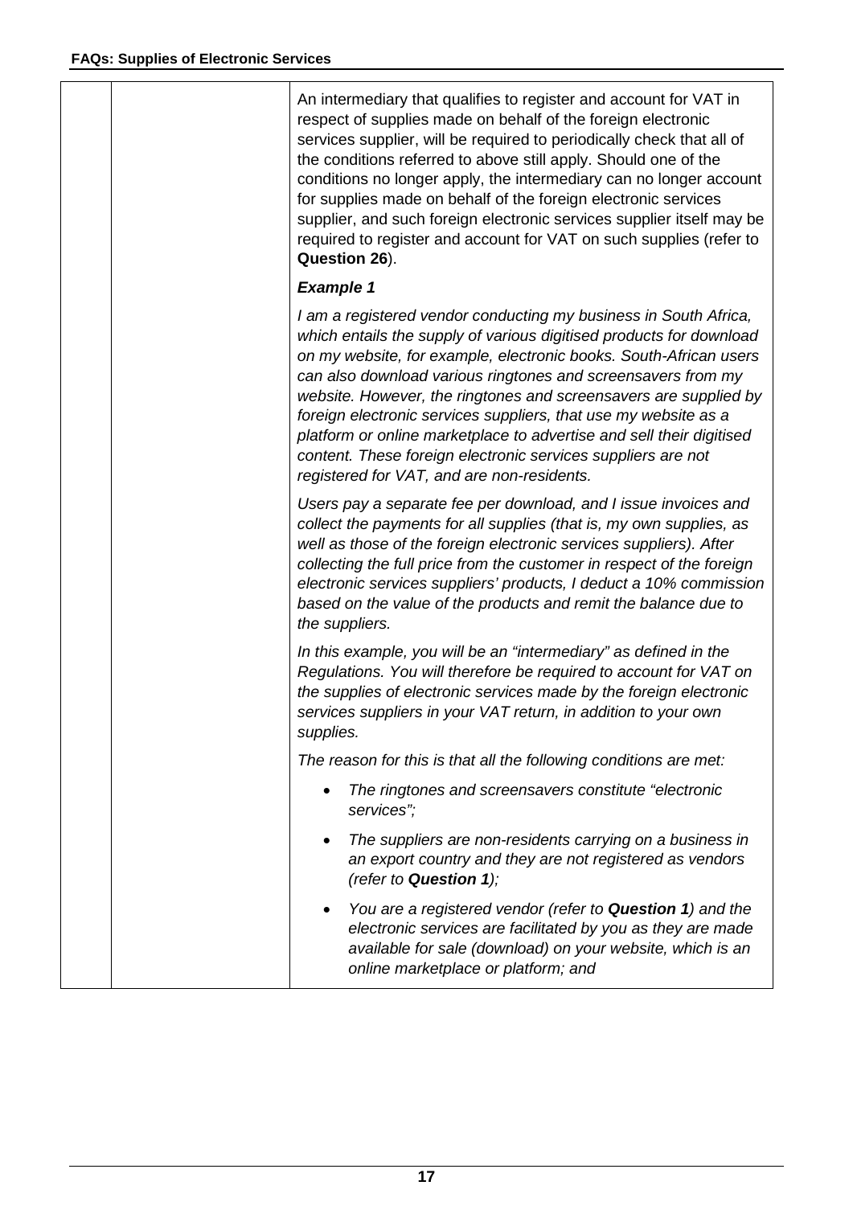An intermediary that qualifies to register and account for VAT in respect of supplies made on behalf of the foreign electronic services supplier, will be required to periodically check that all of the conditions referred to above still apply. Should one of the conditions no longer apply, the intermediary can no longer account for supplies made on behalf of the foreign electronic services supplier, and such foreign electronic services supplier itself may be required to register and account for VAT on such supplies (refer to **Question 26**).

***Example 1***

*I am a registered vendor conducting my business in South Africa, which entails the supply of various digitised products for download on my website, for example, electronic books. South-African users can also download various ringtones and screensavers from my website. However, the ringtones and screensavers are supplied by foreign electronic services suppliers, that use my website as a platform or online marketplace to advertise and sell their digitised content. These foreign electronic services suppliers are not registered for VAT, and are non-residents.*

*Users pay a separate fee per download, and I issue invoices and collect the payments for all supplies (that is, my own supplies, as well as those of the foreign electronic services suppliers). After collecting the full price from the customer in respect of the foreign electronic services suppliers' products, I deduct a 10% commission based on the value of the products and remit the balance due to the suppliers.*

*In this example, you will be an "intermediary" as defined in the Regulations. You will therefore be required to account for VAT on the supplies of electronic services made by the foreign electronic services suppliers in your VAT return, in addition to your own supplies.*

*The reason for this is that all the following conditions are met:*

- *The ringtones and screensavers constitute "electronic services";*
- *The suppliers are non-residents carrying on a business in an export country and they are not registered as vendors (refer to **Question 1**);*
- *You are a registered vendor (refer to **Question 1**) and the electronic services are facilitated by you as they are made available for sale (download) on your website, which is an online marketplace or platform; and*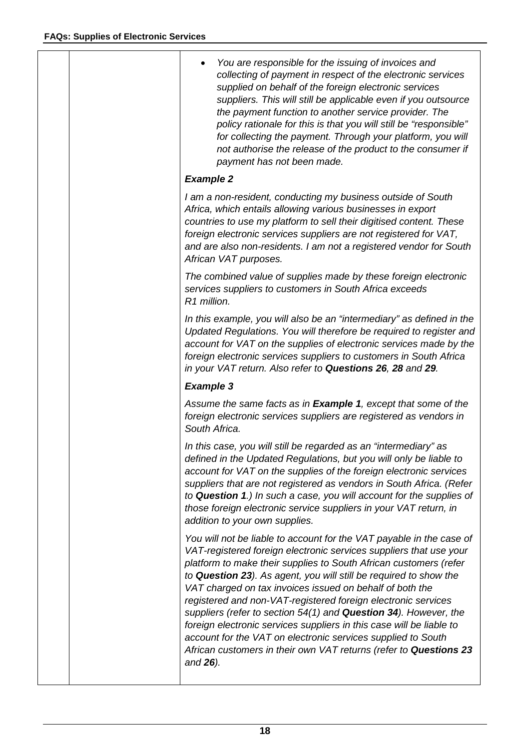- *You are responsible for the issuing of invoices and collecting of payment in respect of the electronic services supplied on behalf of the foreign electronic services suppliers. This will still be applicable even if you outsource the payment function to another service provider. The policy rationale for this is that you will still be "responsible" for collecting the payment. Through your platform, you will not authorise the release of the product to the consumer if payment has not been made.*

***Example 2***

*I am a non-resident, conducting my business outside of South Africa, which entails allowing various businesses in export countries to use my platform to sell their digitised content. These foreign electronic services suppliers are not registered for VAT, and are also non-residents. I am not a registered vendor for South African VAT purposes.*

*The combined value of supplies made by these foreign electronic services suppliers to customers in South Africa exceeds R1 million.*

*In this example, you will also be an "intermediary" as defined in the Updated Regulations. You will therefore be required to register and account for VAT on the supplies of electronic services made by the foreign electronic services suppliers to customers in South Africa in your VAT return. Also refer to **Questions 26**, **28** and **29**.*

***Example 3***

*Assume the same facts as in **Example 1**, except that some of the foreign electronic services suppliers are registered as vendors in South Africa.*

*In this case, you will still be regarded as an "intermediary" as defined in the Updated Regulations, but you will only be liable to account for VAT on the supplies of the foreign electronic services suppliers that are not registered as vendors in South Africa. (Refer to **Question 1**.) In such a case, you will account for the supplies of those foreign electronic service suppliers in your VAT return, in addition to your own supplies.*

*You will not be liable to account for the VAT payable in the case of VAT-registered foreign electronic services suppliers that use your platform to make their supplies to South African customers (refer to **Question 23**). As agent, you will still be required to show the VAT charged on tax invoices issued on behalf of both the registered and non-VAT-registered foreign electronic services suppliers (refer to section 54(1) and **Question 34**). However, the foreign electronic services suppliers in this case will be liable to account for the VAT on electronic services supplied to South African customers in their own VAT returns (refer to **Questions 23** and **26**).*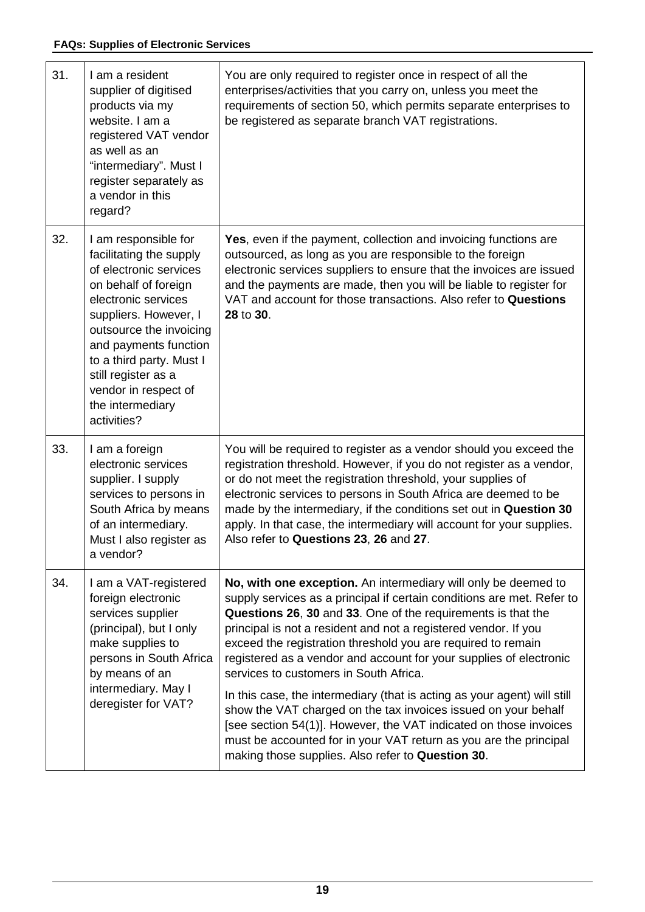| | | |
|---|---|---|
| 31. | I am a resident supplier of digitised products via my website. I am a registered VAT vendor as well as an "intermediary". Must I register separately as a vendor in this regard? | You are only required to register once in respect of all the enterprises/activities that you carry on, unless you meet the requirements of section 50, which permits separate enterprises to be registered as separate branch VAT registrations. |
| 32. | I am responsible for facilitating the supply of electronic services on behalf of foreign electronic services suppliers. However, I outsource the invoicing and payments function to a third party. Must I still register as a vendor in respect of the intermediary activities? | **Yes**, even if the payment, collection and invoicing functions are outsourced, as long as you are responsible to the foreign electronic services suppliers to ensure that the invoices are issued and the payments are made, then you will be liable to register for VAT and account for those transactions. Also refer to **Questions 28** to **30**. |
| 33. | I am a foreign electronic services supplier. I supply services to persons in South Africa by means of an intermediary. Must I also register as a vendor? | You will be required to register as a vendor should you exceed the registration threshold. However, if you do not register as a vendor, or do not meet the registration threshold, your supplies of electronic services to persons in South Africa are deemed to be made by the intermediary, if the conditions set out in **Question 30** apply. In that case, the intermediary will account for your supplies. Also refer to **Questions 23**, **26** and **27**. |
| 34. | I am a VAT-registered foreign electronic services supplier (principal), but I only make supplies to persons in South Africa by means of an intermediary. May I deregister for VAT? | **No, with one exception.** An intermediary will only be deemed to supply services as a principal if certain conditions are met. Refer to **Questions 26**, **30** and **33**. One of the requirements is that the principal is not a resident and not a registered vendor. If you exceed the registration threshold you are required to remain registered as a vendor and account for your supplies of electronic services to customers in South Africa.<br><br>In this case, the intermediary (that is acting as your agent) will still show the VAT charged on the tax invoices issued on your behalf [see section 54(1)]. However, the VAT indicated on those invoices must be accounted for in your VAT return as you are the principal making those supplies. Also refer to **Question 30**. |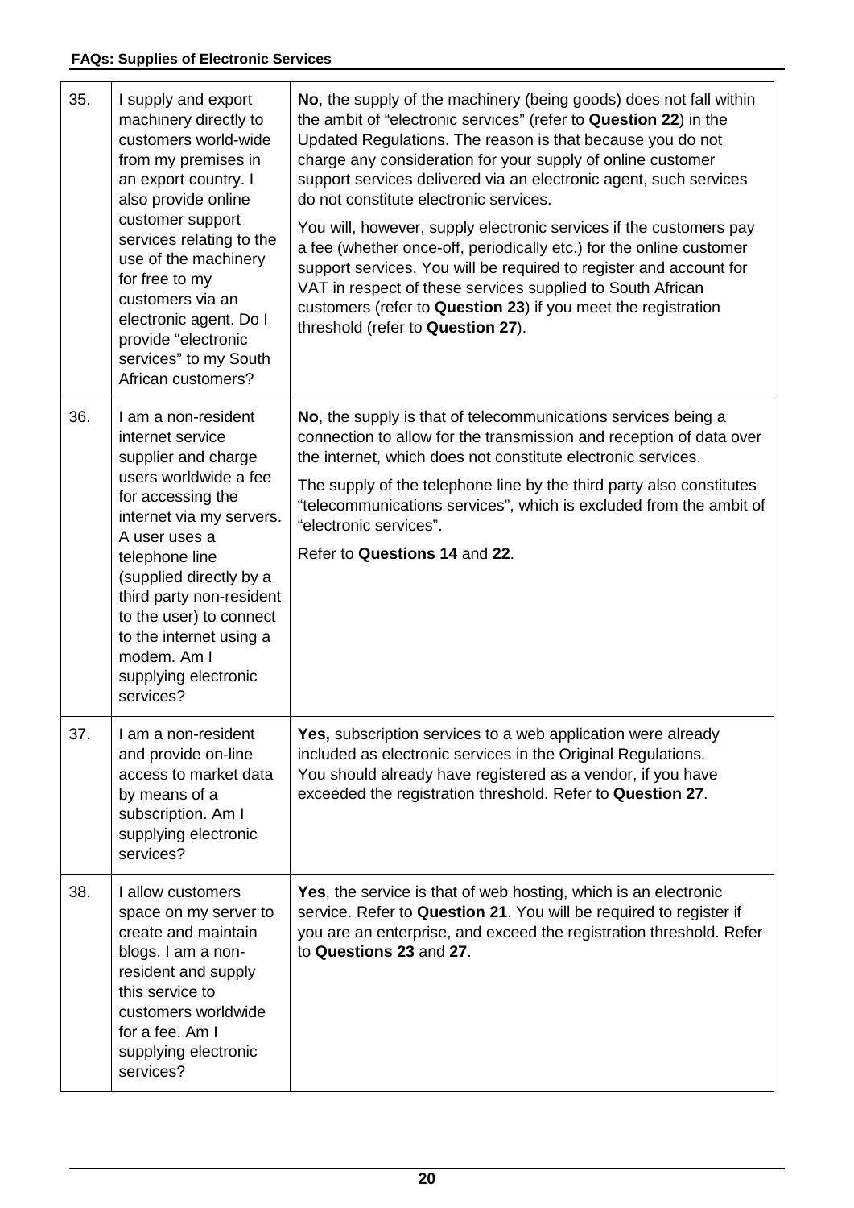| 35. | I supply and export machinery directly to customers world-wide from my premises in an export country. I also provide online customer support services relating to the use of the machinery for free to my customers via an electronic agent. Do I provide "electronic services" to my South African customers? | **No**, the supply of the machinery (being goods) does not fall within the ambit of "electronic services" (refer to **Question 22**) in the Updated Regulations. The reason is that because you do not charge any consideration for your supply of online customer support services delivered via an electronic agent, such services do not constitute electronic services.<br><br>You will, however, supply electronic services if the customers pay a fee (whether once-off, periodically etc.) for the online customer support services. You will be required to register and account for VAT in respect of these services supplied to South African customers (refer to **Question 23**) if you meet the registration threshold (refer to **Question 27**). |
|---|---|---|
| 36. | I am a non-resident internet service supplier and charge users worldwide a fee for accessing the internet via my servers. A user uses a telephone line (supplied directly by a third party non-resident to the user) to connect to the internet using a modem. Am I supplying electronic services? | **No**, the supply is that of telecommunications services being a connection to allow for the transmission and reception of data over the internet, which does not constitute electronic services.<br><br>The supply of the telephone line by the third party also constitutes "telecommunications services", which is excluded from the ambit of "electronic services".<br><br>Refer to **Questions 14** and **22**. |
| 37. | I am a non-resident and provide on-line access to market data by means of a subscription. Am I supplying electronic services? | **Yes,** subscription services to a web application were already included as electronic services in the Original Regulations. You should already have registered as a vendor, if you have exceeded the registration threshold. Refer to **Question 27**. |
| 38. | I allow customers space on my server to create and maintain blogs. I am a non-resident and supply this service to customers worldwide for a fee. Am I supplying electronic services? | **Yes**, the service is that of web hosting, which is an electronic service. Refer to **Question 21**. You will be required to register if you are an enterprise, and exceed the registration threshold. Refer to **Questions 23** and **27**. |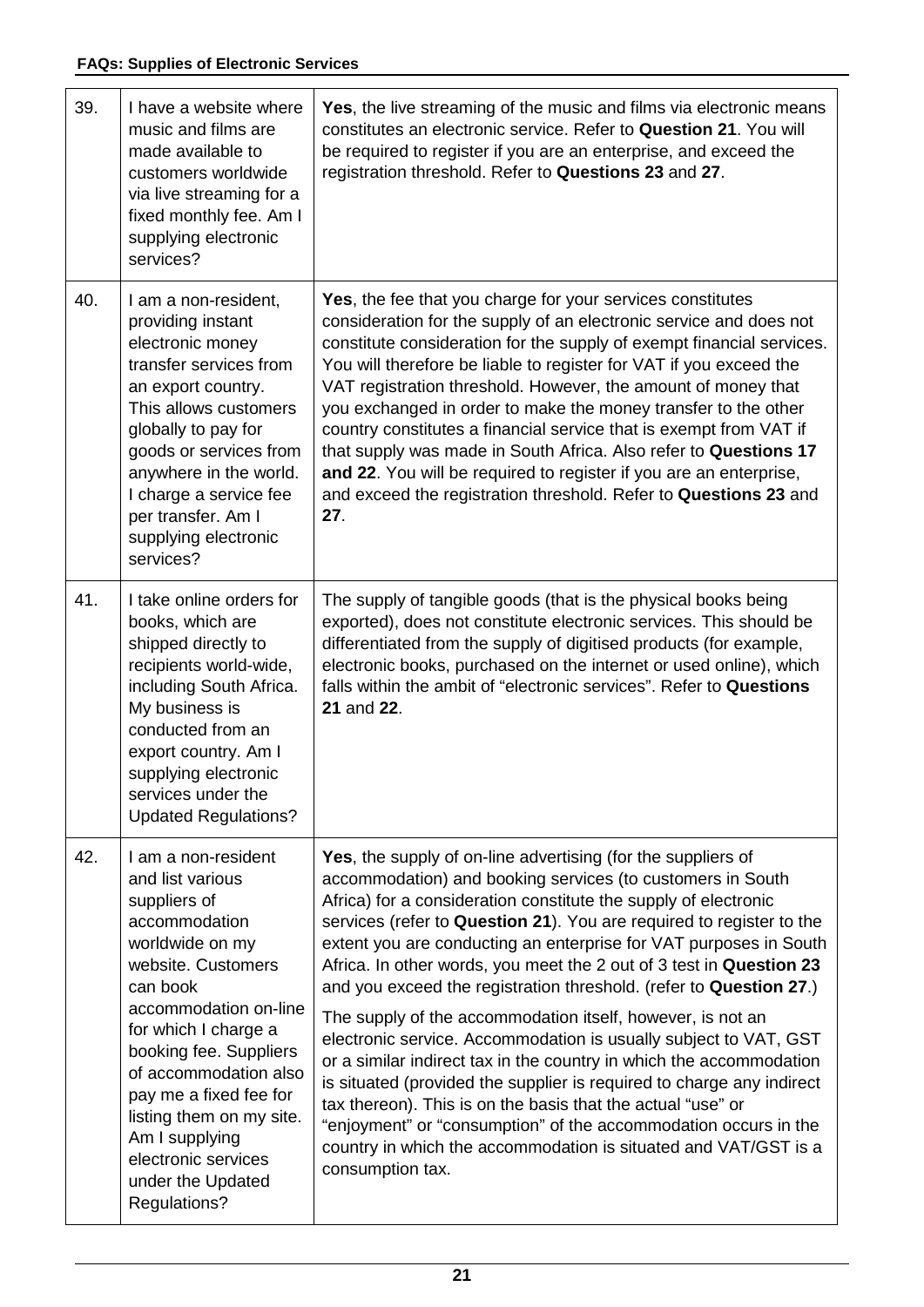| | | |
|---|---|---|
| 39. | I have a website where music and films are made available to customers worldwide via live streaming for a fixed monthly fee. Am I supplying electronic services? | **Yes**, the live streaming of the music and films via electronic means constitutes an electronic service. Refer to **Question 21**. You will be required to register if you are an enterprise, and exceed the registration threshold. Refer to **Questions 23** and **27**. |
| 40. | I am a non-resident, providing instant electronic money transfer services from an export country. This allows customers globally to pay for goods or services from anywhere in the world. I charge a service fee per transfer. Am I supplying electronic services? | **Yes**, the fee that you charge for your services constitutes consideration for the supply of an electronic service and does not constitute consideration for the supply of exempt financial services. You will therefore be liable to register for VAT if you exceed the VAT registration threshold. However, the amount of money that you exchanged in order to make the money transfer to the other country constitutes a financial service that is exempt from VAT if that supply was made in South Africa. Also refer to **Questions 17 and 22**. You will be required to register if you are an enterprise, and exceed the registration threshold. Refer to **Questions 23** and **27**. |
| 41. | I take online orders for books, which are shipped directly to recipients world-wide, including South Africa. My business is conducted from an export country. Am I supplying electronic services under the Updated Regulations? | The supply of tangible goods (that is the physical books being exported), does not constitute electronic services. This should be differentiated from the supply of digitised products (for example, electronic books, purchased on the internet or used online), which falls within the ambit of "electronic services". Refer to **Questions 21** and **22**. |
| 42. | I am a non-resident and list various suppliers of accommodation worldwide on my website. Customers can book accommodation on-line for which I charge a booking fee. Suppliers of accommodation also pay me a fixed fee for listing them on my site. Am I supplying electronic services under the Updated Regulations? | **Yes**, the supply of on-line advertising (for the suppliers of accommodation) and booking services (to customers in South Africa) for a consideration constitute the supply of electronic services (refer to **Question 21**). You are required to register to the extent you are conducting an enterprise for VAT purposes in South Africa. In other words, you meet the 2 out of 3 test in **Question 23** and you exceed the registration threshold. (refer to **Question 27**.)<br><br>The supply of the accommodation itself, however, is not an electronic service. Accommodation is usually subject to VAT, GST or a similar indirect tax in the country in which the accommodation is situated (provided the supplier is required to charge any indirect tax thereon). This is on the basis that the actual "use" or "enjoyment" or "consumption" of the accommodation occurs in the country in which the accommodation is situated and VAT/GST is a consumption tax. |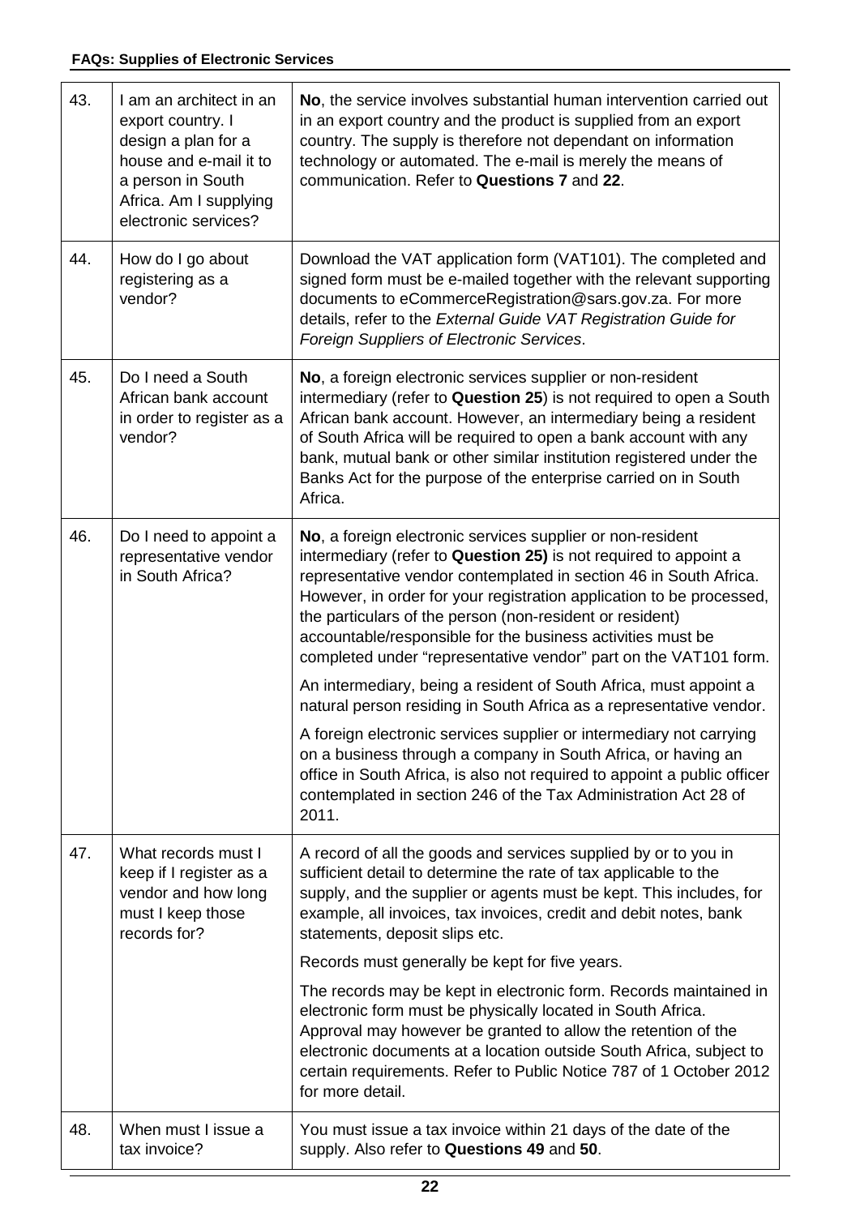| 43. | I am an architect in an export country. I design a plan for a house and e-mail it to a person in South Africa. Am I supplying electronic services? | **No**, the service involves substantial human intervention carried out in an export country and the product is supplied from an export country. The supply is therefore not dependant on information technology or automated. The e-mail is merely the means of communication. Refer to **Questions 7** and **22**. |
|---|---|---|
| 44. | How do I go about registering as a vendor? | Download the VAT application form (VAT101). The completed and signed form must be e-mailed together with the relevant supporting documents to eCommerceRegistration@sars.gov.za. For more details, refer to the *External Guide VAT Registration Guide for Foreign Suppliers of Electronic Services*. |
| 45. | Do I need a South African bank account in order to register as a vendor? | **No**, a foreign electronic services supplier or non-resident intermediary (refer to **Question 25**) is not required to open a South African bank account. However, an intermediary being a resident of South Africa will be required to open a bank account with any bank, mutual bank or other similar institution registered under the Banks Act for the purpose of the enterprise carried on in South Africa. |
| 46. | Do I need to appoint a representative vendor in South Africa? | **No**, a foreign electronic services supplier or non-resident intermediary (refer to **Question 25)** is not required to appoint a representative vendor contemplated in section 46 in South Africa. However, in order for your registration application to be processed, the particulars of the person (non-resident or resident) accountable/responsible for the business activities must be completed under "representative vendor" part on the VAT101 form.<br><br>An intermediary, being a resident of South Africa, must appoint a natural person residing in South Africa as a representative vendor.<br><br>A foreign electronic services supplier or intermediary not carrying on a business through a company in South Africa, or having an office in South Africa, is also not required to appoint a public officer contemplated in section 246 of the Tax Administration Act 28 of 2011. |
| 47. | What records must I keep if I register as a vendor and how long must I keep those records for? | A record of all the goods and services supplied by or to you in sufficient detail to determine the rate of tax applicable to the supply, and the supplier or agents must be kept. This includes, for example, all invoices, tax invoices, credit and debit notes, bank statements, deposit slips etc.<br><br>Records must generally be kept for five years.<br><br>The records may be kept in electronic form. Records maintained in electronic form must be physically located in South Africa. Approval may however be granted to allow the retention of the electronic documents at a location outside South Africa, subject to certain requirements. Refer to Public Notice 787 of 1 October 2012 for more detail. |
| 48. | When must I issue a tax invoice? | You must issue a tax invoice within 21 days of the date of the supply. Also refer to **Questions 49** and **50**. |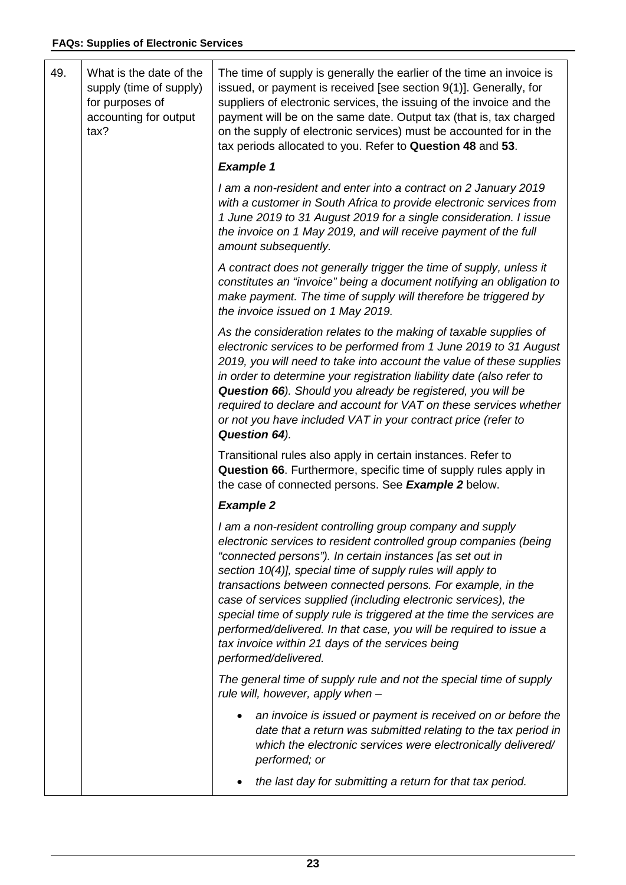| 49. | What is the date of the supply (time of supply) for purposes of accounting for output tax? | The time of supply is generally the earlier of the time an invoice is issued, or payment is received [see section 9(1)]. Generally, for suppliers of electronic services, the issuing of the invoice and the payment will be on the same date. Output tax (that is, tax charged on the supply of electronic services) must be accounted for in the tax periods allocated to you. Refer to **Question 48** and **53**.<br><br>***Example 1***<br><br>*I am a non-resident and enter into a contract on 2 January 2019 with a customer in South Africa to provide electronic services from 1 June 2019 to 31 August 2019 for a single consideration. I issue the invoice on 1 May 2019, and will receive payment of the full amount subsequently.*<br><br>*A contract does not generally trigger the time of supply, unless it constitutes an "invoice" being a document notifying an obligation to make payment. The time of supply will therefore be triggered by the invoice issued on 1 May 2019.*<br><br>*As the consideration relates to the making of taxable supplies of electronic services to be performed from 1 June 2019 to 31 August 2019, you will need to take into account the value of these supplies in order to determine your registration liability date (also refer to **Question 66**). Should you already be registered, you will be required to declare and account for VAT on these services whether or not you have included VAT in your contract price (refer to **Question 64**).*<br><br>Transitional rules also apply in certain instances. Refer to **Question 66**. Furthermore, specific time of supply rules apply in the case of connected persons. See ***Example 2*** below.<br><br>***Example 2***<br><br>*I am a non-resident controlling group company and supply electronic services to resident controlled group companies (being "connected persons"). In certain instances [as set out in section 10(4)], special time of supply rules will apply to transactions between connected persons. For example, in the case of services supplied (including electronic services), the special time of supply rule is triggered at the time the services are performed/delivered. In that case, you will be required to issue a tax invoice within 21 days of the services being performed/delivered.*<br><br>*The general time of supply rule and not the special time of supply rule will, however, apply when –*<br><br>• *an invoice is issued or payment is received on or before the date that a return was submitted relating to the tax period in which the electronic services were electronically delivered/ performed; or*<br><br>• *the last day for submitting a return for that tax period.* |
|---|---|---|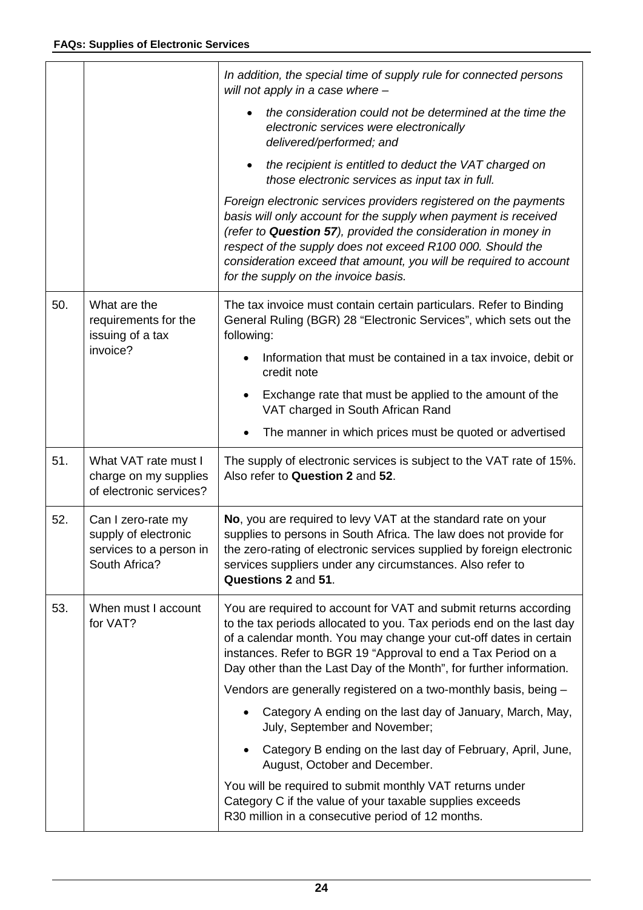| | | |
|---|---|---|
| | | *In addition, the special time of supply rule for connected persons will not apply in a case where –*<br>• *the consideration could not be determined at the time the electronic services were electronically delivered/performed; and*<br>• *the recipient is entitled to deduct the VAT charged on those electronic services as input tax in full.*<br>*Foreign electronic services providers registered on the payments basis will only account for the supply when payment is received (refer to **Question 57**), provided the consideration in money in respect of the supply does not exceed R100 000. Should the consideration exceed that amount, you will be required to account for the supply on the invoice basis.* |
| 50. | What are the requirements for the issuing of a tax invoice? | The tax invoice must contain certain particulars. Refer to Binding General Ruling (BGR) 28 "Electronic Services", which sets out the following:<br>• Information that must be contained in a tax invoice, debit or credit note<br>• Exchange rate that must be applied to the amount of the VAT charged in South African Rand<br>• The manner in which prices must be quoted or advertised |
| 51. | What VAT rate must I charge on my supplies of electronic services? | The supply of electronic services is subject to the VAT rate of 15%. Also refer to **Question 2** and **52**. |
| 52. | Can I zero-rate my supply of electronic services to a person in South Africa? | **No**, you are required to levy VAT at the standard rate on your supplies to persons in South Africa. The law does not provide for the zero-rating of electronic services supplied by foreign electronic services suppliers under any circumstances. Also refer to **Questions 2** and **51**. |
| 53. | When must I account for VAT? | You are required to account for VAT and submit returns according to the tax periods allocated to you. Tax periods end on the last day of a calendar month. You may change your cut-off dates in certain instances. Refer to BGR 19 "Approval to end a Tax Period on a Day other than the Last Day of the Month", for further information.<br>Vendors are generally registered on a two-monthly basis, being –<br>• Category A ending on the last day of January, March, May, July, September and November;<br>• Category B ending on the last day of February, April, June, August, October and December.<br>You will be required to submit monthly VAT returns under Category C if the value of your taxable supplies exceeds R30 million in a consecutive period of 12 months. |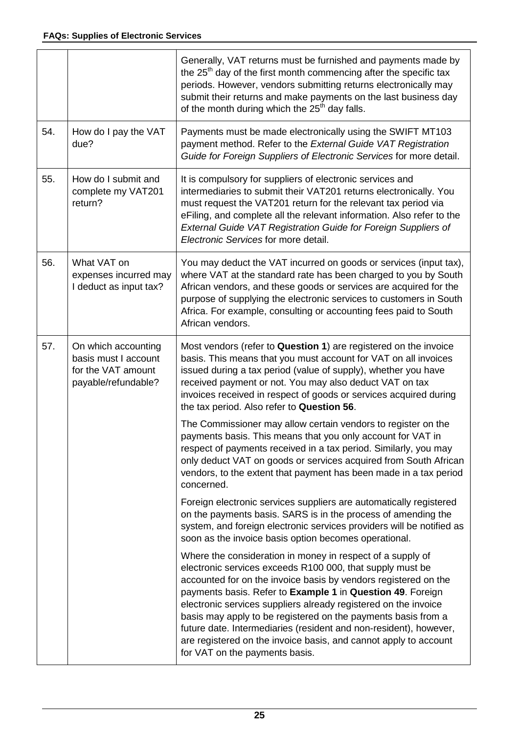| | | |
|---|---|---|
| | | Generally, VAT returns must be furnished and payments made by the 25th day of the first month commencing after the specific tax periods. However, vendors submitting returns electronically may submit their returns and make payments on the last business day of the month during which the 25th day falls. |
| 54. | How do I pay the VAT due? | Payments must be made electronically using the SWIFT MT103 payment method. Refer to the *External Guide VAT Registration Guide for Foreign Suppliers of Electronic Services* for more detail. |
| 55. | How do I submit and complete my VAT201 return? | It is compulsory for suppliers of electronic services and intermediaries to submit their VAT201 returns electronically. You must request the VAT201 return for the relevant tax period via eFiling, and complete all the relevant information. Also refer to the *External Guide VAT Registration Guide for Foreign Suppliers of Electronic Services* for more detail. |
| 56. | What VAT on expenses incurred may I deduct as input tax? | You may deduct the VAT incurred on goods or services (input tax), where VAT at the standard rate has been charged to you by South African vendors, and these goods or services are acquired for the purpose of supplying the electronic services to customers in South Africa. For example, consulting or accounting fees paid to South African vendors. |
| 57. | On which accounting basis must I account for the VAT amount payable/refundable? | Most vendors (refer to **Question 1**) are registered on the invoice basis. This means that you must account for VAT on all invoices issued during a tax period (value of supply), whether you have received payment or not. You may also deduct VAT on tax invoices received in respect of goods or services acquired during the tax period. Also refer to **Question 56**.<br><br>The Commissioner may allow certain vendors to register on the payments basis. This means that you only account for VAT in respect of payments received in a tax period. Similarly, you may only deduct VAT on goods or services acquired from South African vendors, to the extent that payment has been made in a tax period concerned.<br><br>Foreign electronic services suppliers are automatically registered on the payments basis. SARS is in the process of amending the system, and foreign electronic services providers will be notified as soon as the invoice basis option becomes operational.<br><br>Where the consideration in money in respect of a supply of electronic services exceeds R100 000, that supply must be accounted for on the invoice basis by vendors registered on the payments basis. Refer to **Example 1** in **Question 49**. Foreign electronic services suppliers already registered on the invoice basis may apply to be registered on the payments basis from a future date. Intermediaries (resident and non-resident), however, are registered on the invoice basis, and cannot apply to account for VAT on the payments basis. |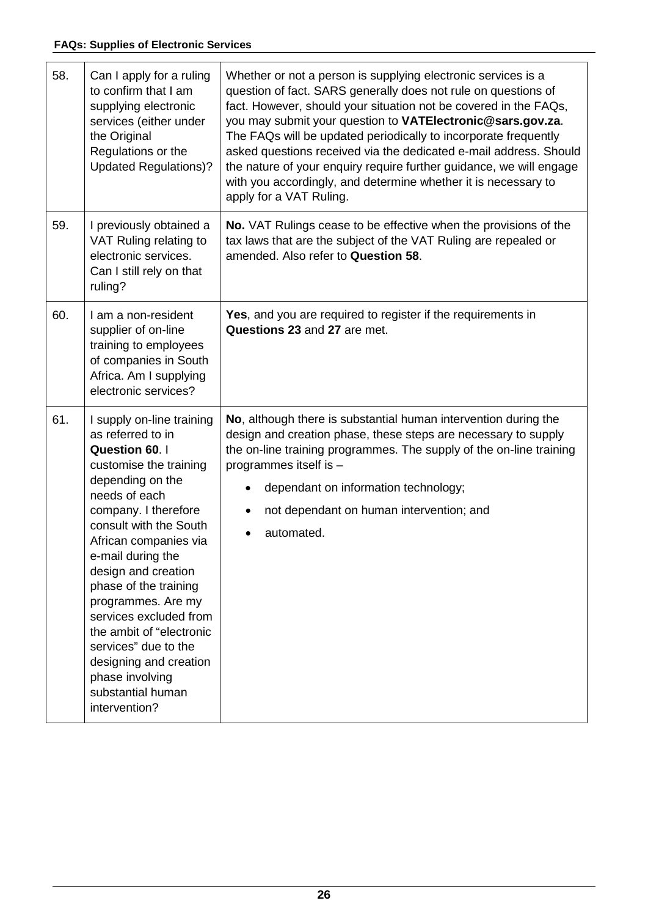| | | |
|---|---|---|
| 58. | Can I apply for a ruling to confirm that I am supplying electronic services (either under the Original Regulations or the Updated Regulations)? | Whether or not a person is supplying electronic services is a question of fact. SARS generally does not rule on questions of fact. However, should your situation not be covered in the FAQs, you may submit your question to **VATElectronic@sars.gov.za**. The FAQs will be updated periodically to incorporate frequently asked questions received via the dedicated e-mail address. Should the nature of your enquiry require further guidance, we will engage with you accordingly, and determine whether it is necessary to apply for a VAT Ruling. |
| 59. | I previously obtained a VAT Ruling relating to electronic services. Can I still rely on that ruling? | **No.** VAT Rulings cease to be effective when the provisions of the tax laws that are the subject of the VAT Ruling are repealed or amended. Also refer to **Question 58**. |
| 60. | I am a non-resident supplier of on-line training to employees of companies in South Africa. Am I supplying electronic services? | **Yes**, and you are required to register if the requirements in **Questions 23** and **27** are met. |
| 61. | I supply on-line training as referred to in **Question 60**. I customise the training depending on the needs of each company. I therefore consult with the South African companies via e-mail during the design and creation phase of the training programmes. Are my services excluded from the ambit of "electronic services" due to the designing and creation phase involving substantial human intervention? | **No**, although there is substantial human intervention during the design and creation phase, these steps are necessary to supply the on-line training programmes. The supply of the on-line training programmes itself is – <br>• dependant on information technology; <br>• not dependant on human intervention; and <br>• automated. |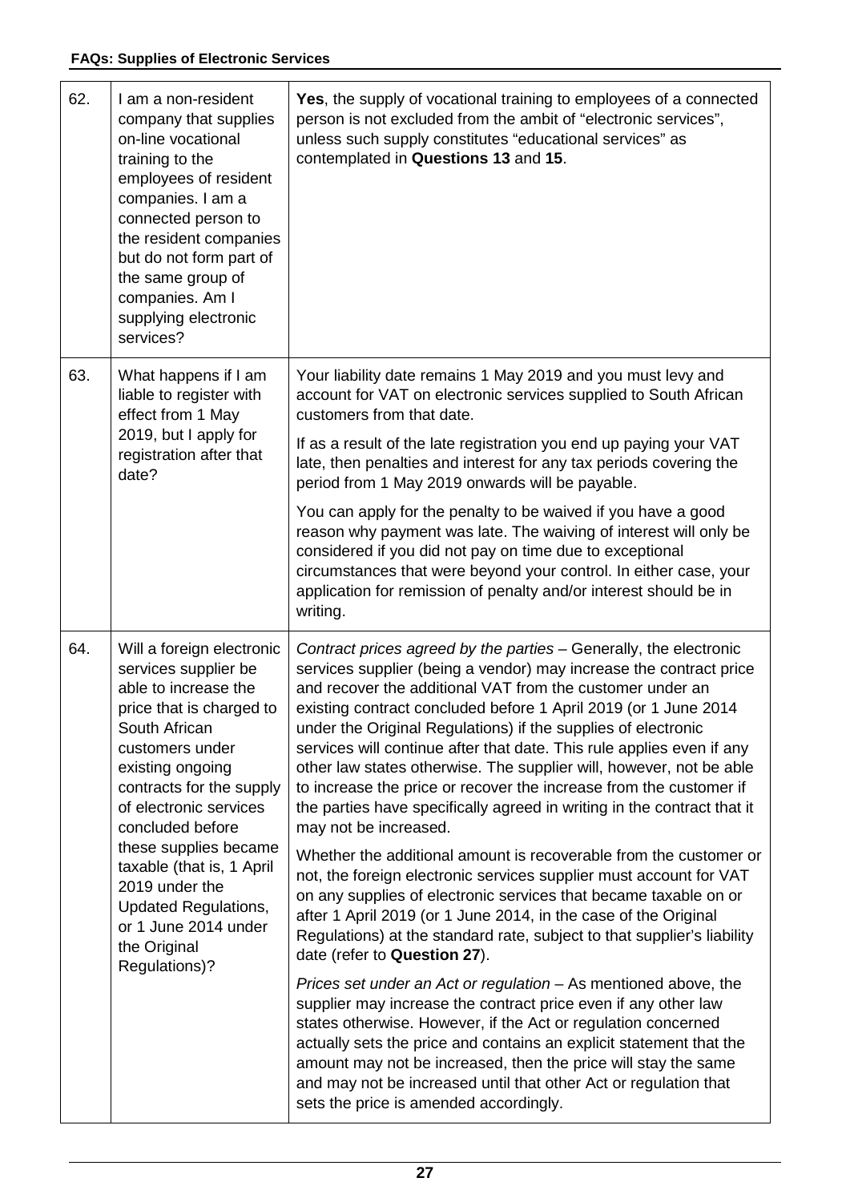| | | |
|---|---|---|
| 62. | I am a non-resident company that supplies on-line vocational training to the employees of resident companies. I am a connected person to the resident companies but do not form part of the same group of companies. Am I supplying electronic services? | **Yes**, the supply of vocational training to employees of a connected person is not excluded from the ambit of "electronic services", unless such supply constitutes "educational services" as contemplated in **Questions 13** and **15**. |
| 63. | What happens if I am liable to register with effect from 1 May 2019, but I apply for registration after that date? | Your liability date remains 1 May 2019 and you must levy and account for VAT on electronic services supplied to South African customers from that date.<br><br>If as a result of the late registration you end up paying your VAT late, then penalties and interest for any tax periods covering the period from 1 May 2019 onwards will be payable.<br><br>You can apply for the penalty to be waived if you have a good reason why payment was late. The waiving of interest will only be considered if you did not pay on time due to exceptional circumstances that were beyond your control. In either case, your application for remission of penalty and/or interest should be in writing. |
| 64. | Will a foreign electronic services supplier be able to increase the price that is charged to South African customers under existing ongoing contracts for the supply of electronic services concluded before these supplies became taxable (that is, 1 April 2019 under the Updated Regulations, or 1 June 2014 under the Original Regulations)? | *Contract prices agreed by the parties* – Generally, the electronic services supplier (being a vendor) may increase the contract price and recover the additional VAT from the customer under an existing contract concluded before 1 April 2019 (or 1 June 2014 under the Original Regulations) if the supplies of electronic services will continue after that date. This rule applies even if any other law states otherwise. The supplier will, however, not be able to increase the price or recover the increase from the customer if the parties have specifically agreed in writing in the contract that it may not be increased.<br><br>Whether the additional amount is recoverable from the customer or not, the foreign electronic services supplier must account for VAT on any supplies of electronic services that became taxable on or after 1 April 2019 (or 1 June 2014, in the case of the Original Regulations) at the standard rate, subject to that supplier's liability date (refer to **Question 27**).<br><br>*Prices set under an Act or regulation* – As mentioned above, the supplier may increase the contract price even if any other law states otherwise. However, if the Act or regulation concerned actually sets the price and contains an explicit statement that the amount may not be increased, then the price will stay the same and may not be increased until that other Act or regulation that sets the price is amended accordingly. |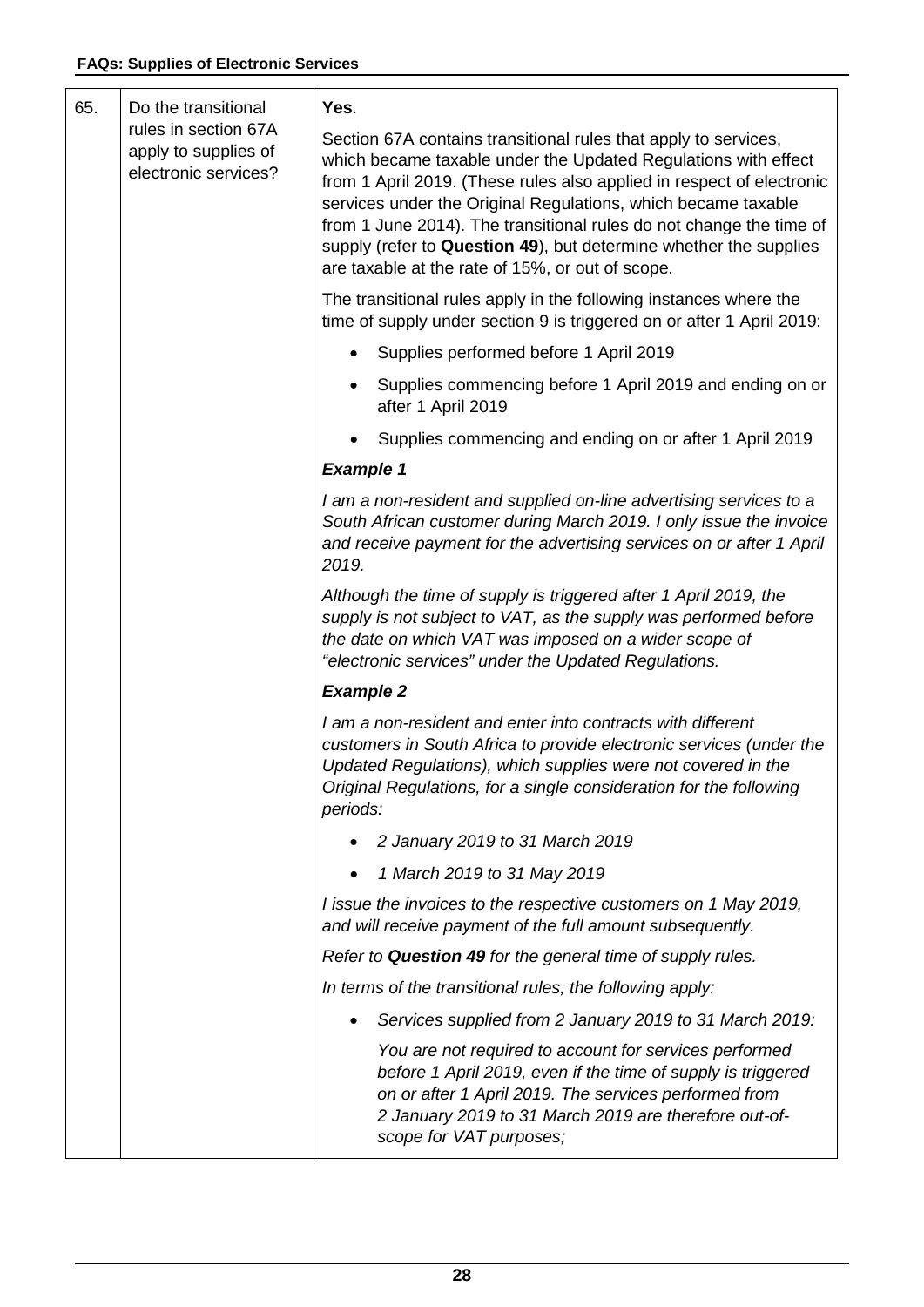| | | |
|---|---|---|
| 65. | Do the transitional rules in section 67A apply to supplies of electronic services? | **Yes**.<br><br>Section 67A contains transitional rules that apply to services, which became taxable under the Updated Regulations with effect from 1 April 2019. (These rules also applied in respect of electronic services under the Original Regulations, which became taxable from 1 June 2014). The transitional rules do not change the time of supply (refer to **Question 49**), but determine whether the supplies are taxable at the rate of 15%, or out of scope.<br><br>The transitional rules apply in the following instances where the time of supply under section 9 is triggered on or after 1 April 2019:<br><br>• Supplies performed before 1 April 2019<br>• Supplies commencing before 1 April 2019 and ending on or after 1 April 2019<br>• Supplies commencing and ending on or after 1 April 2019<br><br>***Example 1***<br><br>*I am a non-resident and supplied on-line advertising services to a South African customer during March 2019. I only issue the invoice and receive payment for the advertising services on or after 1 April 2019.*<br><br>*Although the time of supply is triggered after 1 April 2019, the supply is not subject to VAT, as the supply was performed before the date on which VAT was imposed on a wider scope of "electronic services" under the Updated Regulations.*<br><br>***Example 2***<br><br>*I am a non-resident and enter into contracts with different customers in South Africa to provide electronic services (under the Updated Regulations), which supplies were not covered in the Original Regulations, for a single consideration for the following periods:*<br><br>• *2 January 2019 to 31 March 2019*<br>• *1 March 2019 to 31 May 2019*<br><br>*I issue the invoices to the respective customers on 1 May 2019, and will receive payment of the full amount subsequently.*<br><br>*Refer to **Question 49** for the general time of supply rules.*<br><br>*In terms of the transitional rules, the following apply:*<br><br>• *Services supplied from 2 January 2019 to 31 March 2019:*<br><br>*You are not required to account for services performed before 1 April 2019, even if the time of supply is triggered on or after 1 April 2019. The services performed from 2 January 2019 to 31 March 2019 are therefore out-of-scope for VAT purposes;* |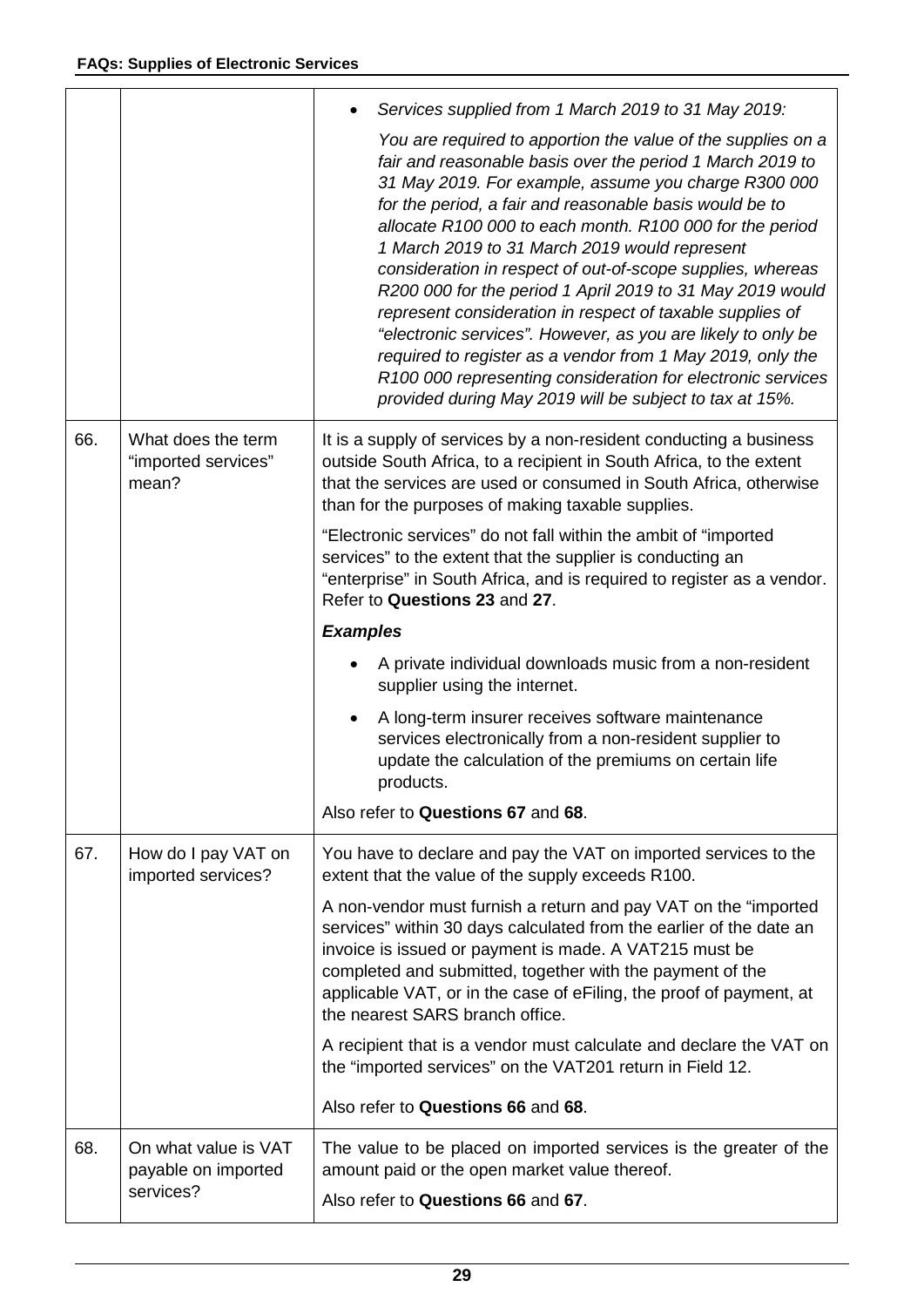| | | |
|---|---|---|
| | | • *Services supplied from 1 March 2019 to 31 May 2019:*<br><br>*You are required to apportion the value of the supplies on a fair and reasonable basis over the period 1 March 2019 to 31 May 2019. For example, assume you charge R300 000 for the period, a fair and reasonable basis would be to allocate R100 000 to each month. R100 000 for the period 1 March 2019 to 31 March 2019 would represent consideration in respect of out-of-scope supplies, whereas R200 000 for the period 1 April 2019 to 31 May 2019 would represent consideration in respect of taxable supplies of "electronic services". However, as you are likely to only be required to register as a vendor from 1 May 2019, only the R100 000 representing consideration for electronic services provided during May 2019 will be subject to tax at 15%.* |
| 66. | What does the term "imported services" mean? | It is a supply of services by a non-resident conducting a business outside South Africa, to a recipient in South Africa, to the extent that the services are used or consumed in South Africa, otherwise than for the purposes of making taxable supplies.<br><br>"Electronic services" do not fall within the ambit of "imported services" to the extent that the supplier is conducting an "enterprise" in South Africa, and is required to register as a vendor. Refer to **Questions 23** and **27**.<br><br>***Examples***<br><br>• A private individual downloads music from a non-resident supplier using the internet.<br>• A long-term insurer receives software maintenance services electronically from a non-resident supplier to update the calculation of the premiums on certain life products.<br><br>Also refer to **Questions 67** and **68**. |
| 67. | How do I pay VAT on imported services? | You have to declare and pay the VAT on imported services to the extent that the value of the supply exceeds R100.<br><br>A non-vendor must furnish a return and pay VAT on the "imported services" within 30 days calculated from the earlier of the date an invoice is issued or payment is made. A VAT215 must be completed and submitted, together with the payment of the applicable VAT, or in the case of eFiling, the proof of payment, at the nearest SARS branch office.<br><br>A recipient that is a vendor must calculate and declare the VAT on the "imported services" on the VAT201 return in Field 12.<br><br>Also refer to **Questions 66** and **68**. |
| 68. | On what value is VAT payable on imported services? | The value to be placed on imported services is the greater of the amount paid or the open market value thereof.<br><br>Also refer to **Questions 66** and **67**. |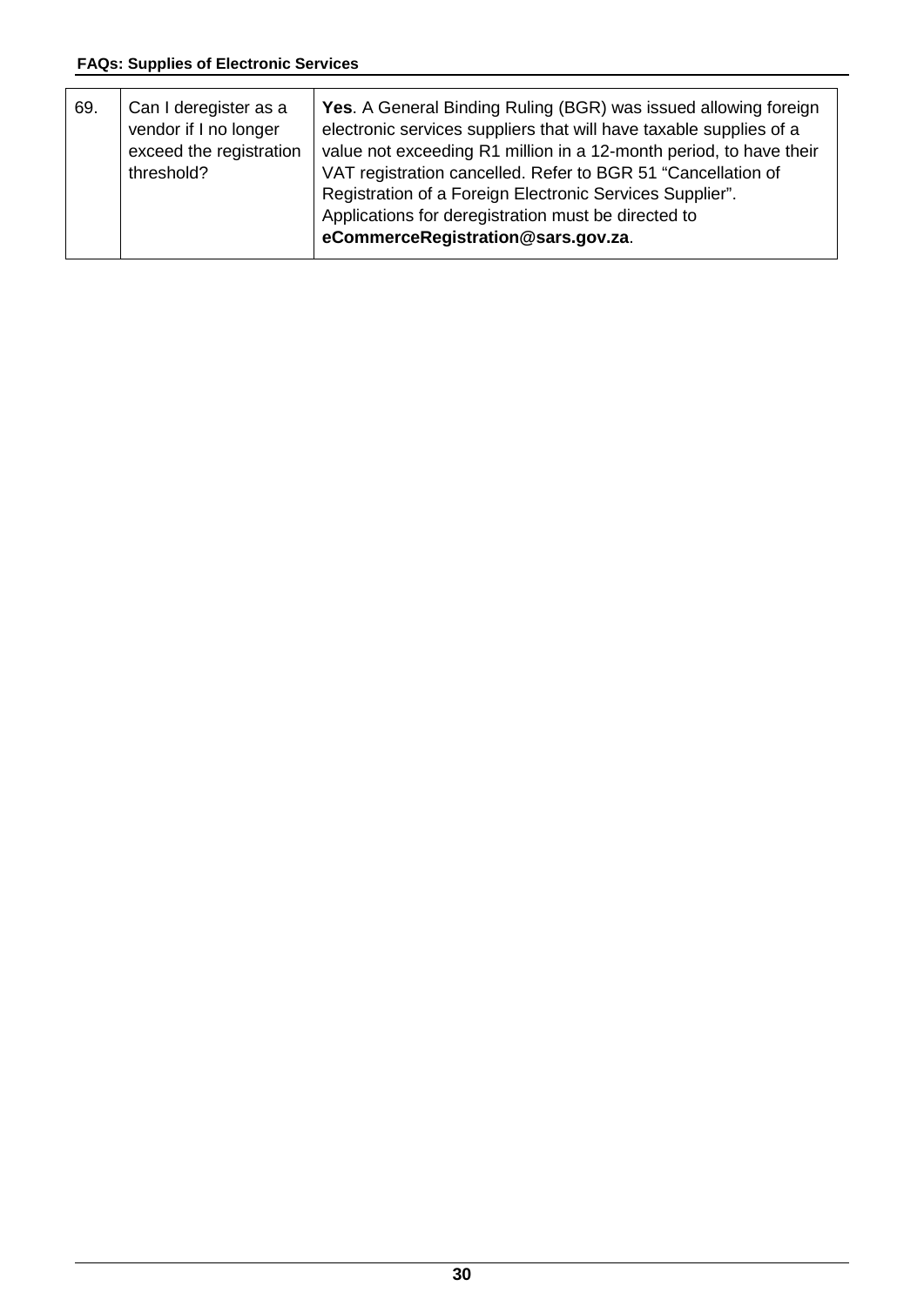| | | |
|---|---|---|
| 69. | Can I deregister as a vendor if I no longer exceed the registration threshold? | **Yes**. A General Binding Ruling (BGR) was issued allowing foreign electronic services suppliers that will have taxable supplies of a value not exceeding R1 million in a 12-month period, to have their VAT registration cancelled. Refer to BGR 51 "Cancellation of Registration of a Foreign Electronic Services Supplier". Applications for deregistration must be directed to **eCommerceRegistration@sars.gov.za**. |